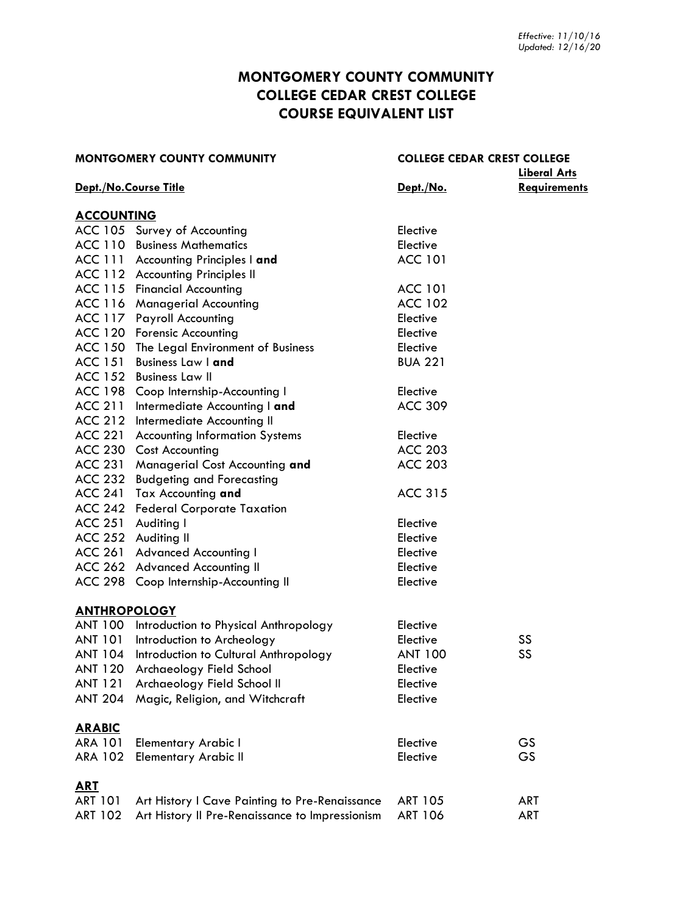*Effective: 11/10/16*
*Updated: 12/16/20*

# MONTGOMERY COUNTY COMMUNITY COLLEGE CEDAR CREST COLLEGE COURSE EQUIVALENT LIST

| MONTGOMERY COUNTY COMMUNITY | | COLLEGE CEDAR CREST COLLEGE | |
|---|---|---|---|
| **Dept./No.** | **Course Title** | **Dept./No.** | **Liberal Arts Requirements** |
| **ACCOUNTING** | | | |
| ACC 105 | Survey of Accounting | Elective | |
| ACC 110 | Business Mathematics | Elective | |
| ACC 111 | Accounting Principles I **and** | ACC 101 | |
| ACC 112 | Accounting Principles II | | |
| ACC 115 | Financial Accounting | ACC 101 | |
| ACC 116 | Managerial Accounting | ACC 102 | |
| ACC 117 | Payroll Accounting | Elective | |
| ACC 120 | Forensic Accounting | Elective | |
| ACC 150 | The Legal Environment of Business | Elective | |
| ACC 151 | Business Law I **and** | BUA 221 | |
| ACC 152 | Business Law II | | |
| ACC 198 | Coop Internship-Accounting I | Elective | |
| ACC 211 | Intermediate Accounting I **and** | ACC 309 | |
| ACC 212 | Intermediate Accounting II | | |
| ACC 221 | Accounting Information Systems | Elective | |
| ACC 230 | Cost Accounting | ACC 203 | |
| ACC 231 | Managerial Cost Accounting **and** | ACC 203 | |
| ACC 232 | Budgeting and Forecasting | | |
| ACC 241 | Tax Accounting **and** | ACC 315 | |
| ACC 242 | Federal Corporate Taxation | | |
| ACC 251 | Auditing I | Elective | |
| ACC 252 | Auditing II | Elective | |
| ACC 261 | Advanced Accounting I | Elective | |
| ACC 262 | Advanced Accounting II | Elective | |
| ACC 298 | Coop Internship-Accounting II | Elective | |
| **ANTHROPOLOGY** | | | |
| ANT 100 | Introduction to Physical Anthropology | Elective | |
| ANT 101 | Introduction to Archeology | Elective | SS |
| ANT 104 | Introduction to Cultural Anthropology | ANT 100 | SS |
| ANT 120 | Archaeology Field School | Elective | |
| ANT 121 | Archaeology Field School II | Elective | |
| ANT 204 | Magic, Religion, and Witchcraft | Elective | |
| **ARABIC** | | | |
| ARA 101 | Elementary Arabic I | Elective | GS |
| ARA 102 | Elementary Arabic II | Elective | GS |
| **ART** | | | |
| ART 101 | Art History I Cave Painting to Pre-Renaissance | ART 105 | ART |
| ART 102 | Art History II Pre-Renaissance to Impressionism | ART 106 | ART |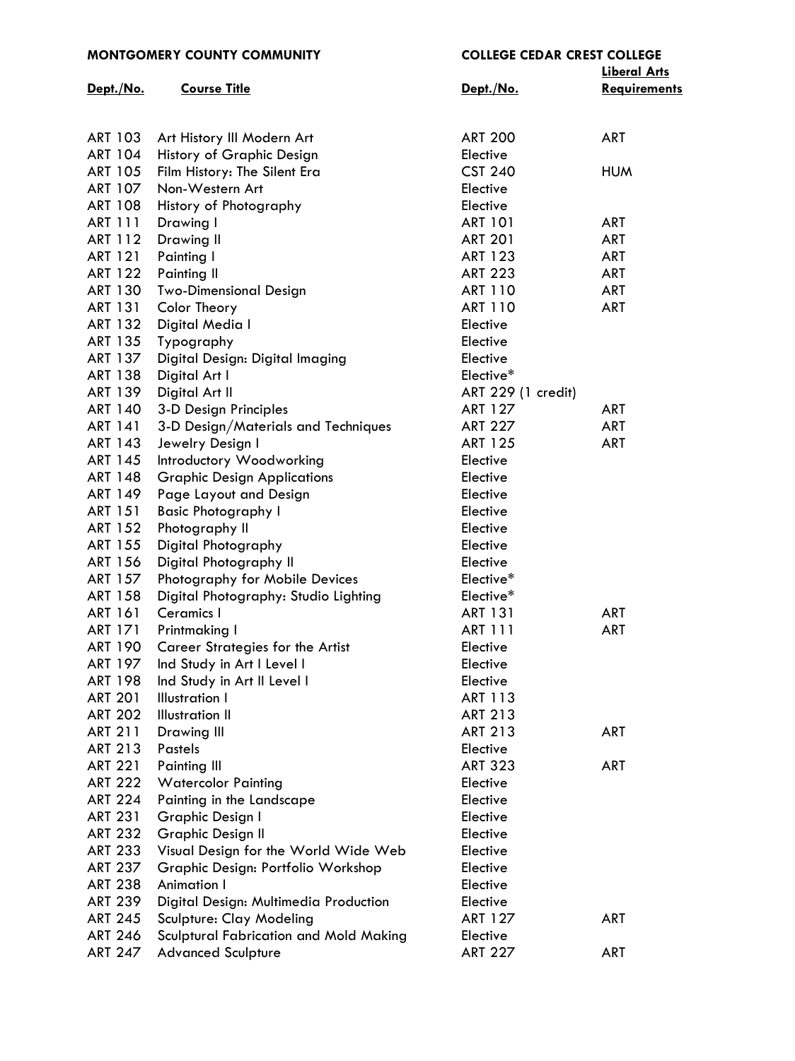| MONTGOMERY COUNTY COMMUNITY | | COLLEGE CEDAR CREST COLLEGE | |
|---|---|---|---|
| **Dept./No.** | **Course Title** | **Dept./No.** | **Liberal Arts Requirements** |
| ART 103 | Art History III Modern Art | ART 200 | ART |
| ART 104 | History of Graphic Design | Elective | |
| ART 105 | Film History: The Silent Era | CST 240 | HUM |
| ART 107 | Non-Western Art | Elective | |
| ART 108 | History of Photography | Elective | |
| ART 111 | Drawing I | ART 101 | ART |
| ART 112 | Drawing II | ART 201 | ART |
| ART 121 | Painting I | ART 123 | ART |
| ART 122 | Painting II | ART 223 | ART |
| ART 130 | Two-Dimensional Design | ART 110 | ART |
| ART 131 | Color Theory | ART 110 | ART |
| ART 132 | Digital Media I | Elective | |
| ART 135 | Typography | Elective | |
| ART 137 | Digital Design: Digital Imaging | Elective | |
| ART 138 | Digital Art I | Elective* | |
| ART 139 | Digital Art II | ART 229 (1 credit) | |
| ART 140 | 3-D Design Principles | ART 127 | ART |
| ART 141 | 3-D Design/Materials and Techniques | ART 227 | ART |
| ART 143 | Jewelry Design I | ART 125 | ART |
| ART 145 | Introductory Woodworking | Elective | |
| ART 148 | Graphic Design Applications | Elective | |
| ART 149 | Page Layout and Design | Elective | |
| ART 151 | Basic Photography I | Elective | |
| ART 152 | Photography II | Elective | |
| ART 155 | Digital Photography | Elective | |
| ART 156 | Digital Photography II | Elective | |
| ART 157 | Photography for Mobile Devices | Elective* | |
| ART 158 | Digital Photography: Studio Lighting | Elective* | |
| ART 161 | Ceramics I | ART 131 | ART |
| ART 171 | Printmaking I | ART 111 | ART |
| ART 190 | Career Strategies for the Artist | Elective | |
| ART 197 | Ind Study in Art I Level I | Elective | |
| ART 198 | Ind Study in Art II Level I | Elective | |
| ART 201 | Illustration I | ART 113 | |
| ART 202 | Illustration II | ART 213 | |
| ART 211 | Drawing III | ART 213 | ART |
| ART 213 | Pastels | Elective | |
| ART 221 | Painting III | ART 323 | ART |
| ART 222 | Watercolor Painting | Elective | |
| ART 224 | Painting in the Landscape | Elective | |
| ART 231 | Graphic Design I | Elective | |
| ART 232 | Graphic Design II | Elective | |
| ART 233 | Visual Design for the World Wide Web | Elective | |
| ART 237 | Graphic Design: Portfolio Workshop | Elective | |
| ART 238 | Animation I | Elective | |
| ART 239 | Digital Design: Multimedia Production | Elective | |
| ART 245 | Sculpture: Clay Modeling | ART 127 | ART |
| ART 246 | Sculptural Fabrication and Mold Making | Elective | |
| ART 247 | Advanced Sculpture | ART 227 | ART |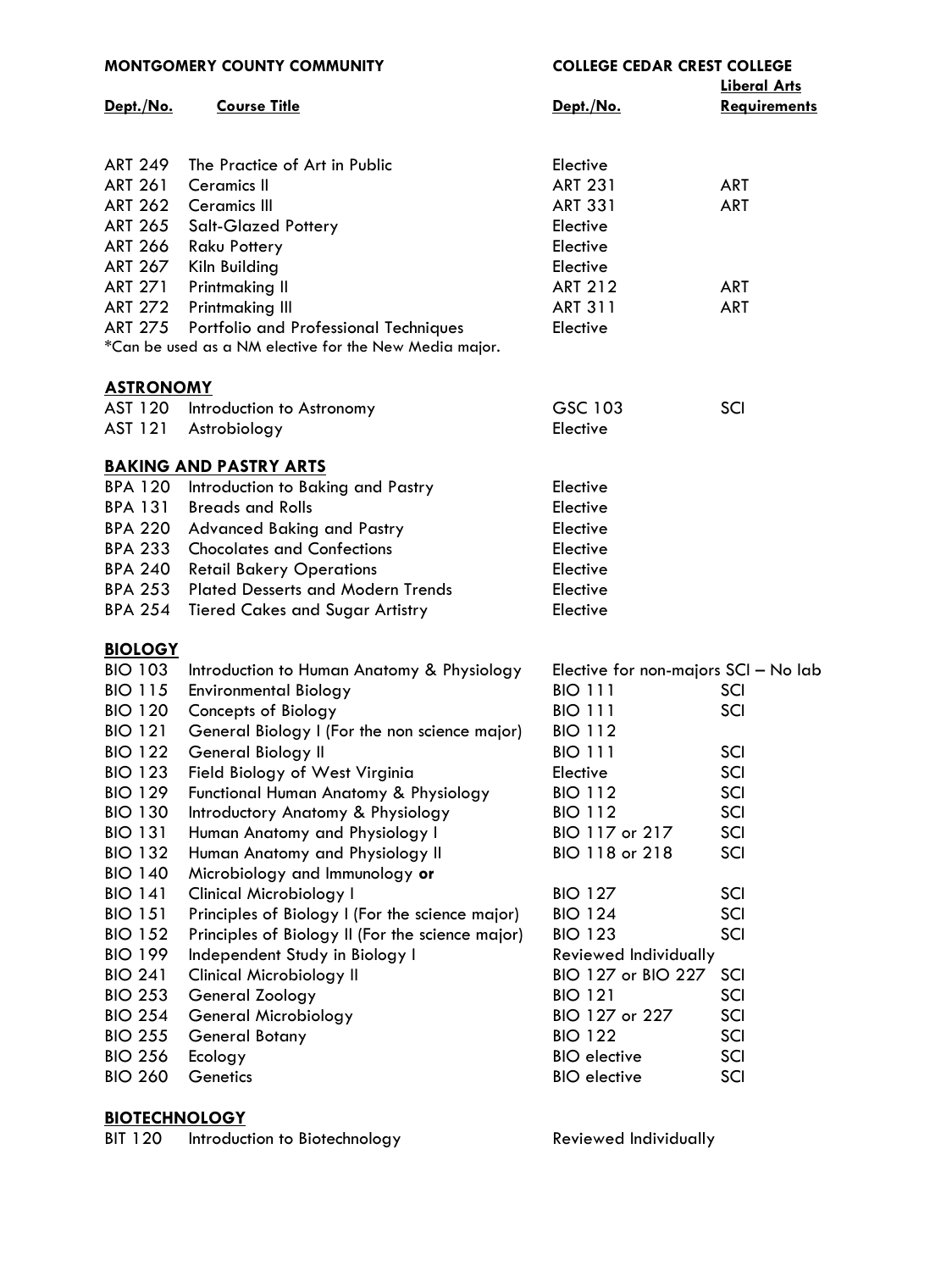| MONTGOMERY COUNTY COMMUNITY | | COLLEGE CEDAR CREST COLLEGE | |
|---|---|---|---|
| **Dept./No.** | **Course Title** | **Dept./No.** | **Liberal Arts Requirements** |
| ART 249 | The Practice of Art in Public | Elective | |
| ART 261 | Ceramics II | ART 231 | ART |
| ART 262 | Ceramics III | ART 331 | ART |
| ART 265 | Salt-Glazed Pottery | Elective | |
| ART 266 | Raku Pottery | Elective | |
| ART 267 | Kiln Building | Elective | |
| ART 271 | Printmaking II | ART 212 | ART |
| ART 272 | Printmaking III | ART 311 | ART |
| ART 275 | Portfolio and Professional Techniques | Elective | |

*Can be used as a NM elective for the New Media major.

## ASTRONOMY

| | | | |
|---|---|---|---|
| AST 120 | Introduction to Astronomy | GSC 103 | SCI |
| AST 121 | Astrobiology | Elective | |

## BAKING AND PASTRY ARTS

| | | | |
|---|---|---|---|
| BPA 120 | Introduction to Baking and Pastry | Elective | |
| BPA 131 | Breads and Rolls | Elective | |
| BPA 220 | Advanced Baking and Pastry | Elective | |
| BPA 233 | Chocolates and Confections | Elective | |
| BPA 240 | Retail Bakery Operations | Elective | |
| BPA 253 | Plated Desserts and Modern Trends | Elective | |
| BPA 254 | Tiered Cakes and Sugar Artistry | Elective | |

## BIOLOGY

| | | | |
|---|---|---|---|
| BIO 103 | Introduction to Human Anatomy & Physiology | Elective for non-majors SCI – No lab | |
| BIO 115 | Environmental Biology | BIO 111 | SCI |
| BIO 120 | Concepts of Biology | BIO 111 | SCI |
| BIO 121 | General Biology I (For the non science major) | BIO 112 | |
| BIO 122 | General Biology II | BIO 111 | SCI |
| BIO 123 | Field Biology of West Virginia | Elective | SCI |
| BIO 129 | Functional Human Anatomy & Physiology | BIO 112 | SCI |
| BIO 130 | Introductory Anatomy & Physiology | BIO 112 | SCI |
| BIO 131 | Human Anatomy and Physiology I | BIO 117 or 217 | SCI |
| BIO 132 | Human Anatomy and Physiology II | BIO 118 or 218 | SCI |
| BIO 140 | Microbiology and Immunology **or** | | |
| BIO 141 | Clinical Microbiology I | BIO 127 | SCI |
| BIO 151 | Principles of Biology I (For the science major) | BIO 124 | SCI |
| BIO 152 | Principles of Biology II (For the science major) | BIO 123 | SCI |
| BIO 199 | Independent Study in Biology I | Reviewed Individually | |
| BIO 241 | Clinical Microbiology II | BIO 127 or BIO 227 | SCI |
| BIO 253 | General Zoology | BIO 121 | SCI |
| BIO 254 | General Microbiology | BIO 127 or 227 | SCI |
| BIO 255 | General Botany | BIO 122 | SCI |
| BIO 256 | Ecology | BIO elective | SCI |
| BIO 260 | Genetics | BIO elective | SCI |

## BIOTECHNOLOGY

| | | | |
|---|---|---|---|
| BIT 120 | Introduction to Biotechnology | Reviewed Individually | |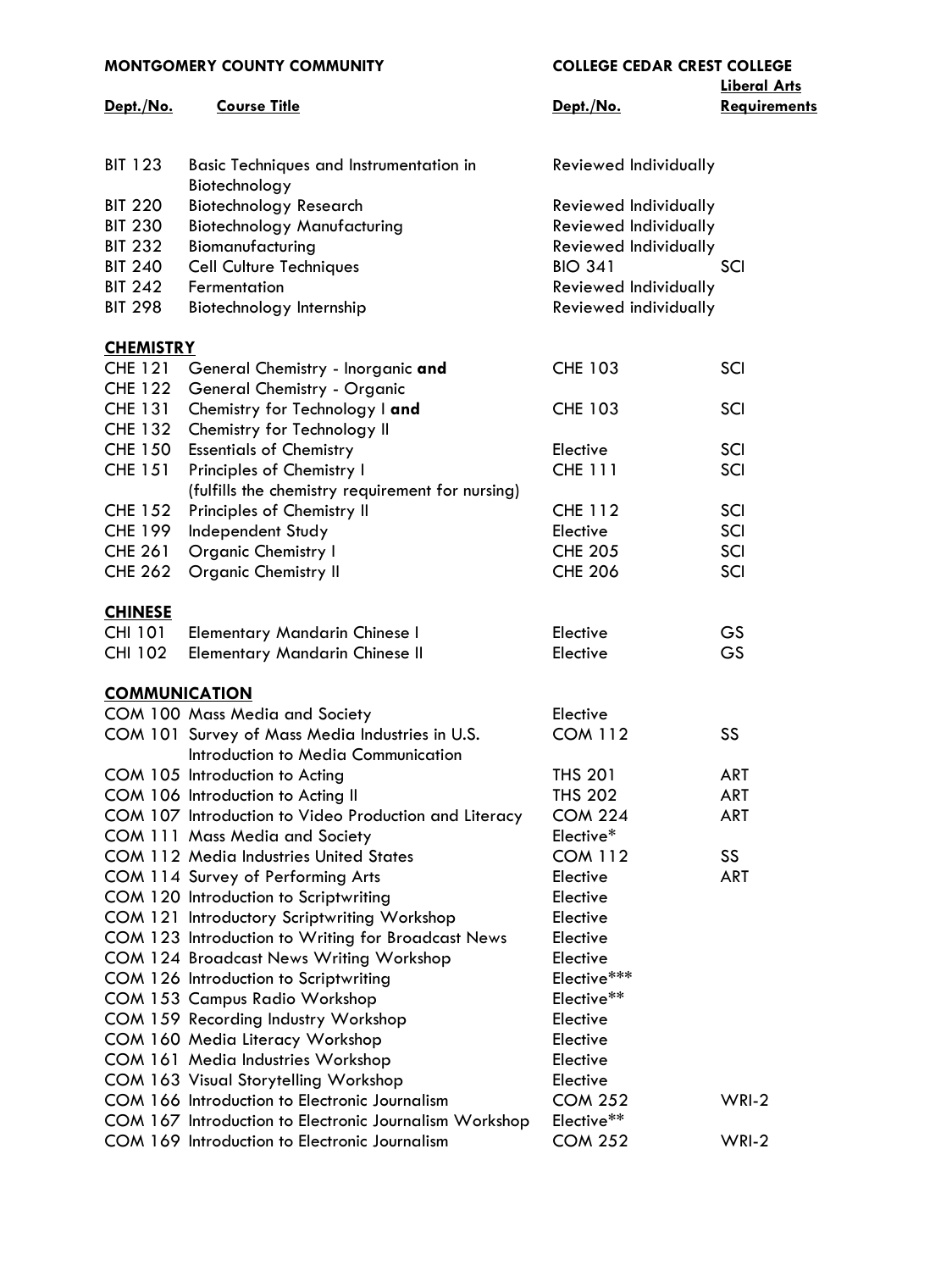| MONTGOMERY COUNTY COMMUNITY | | COLLEGE CEDAR CREST COLLEGE | |
|---|---|---|---|
| **Dept./No.** | **Course Title** | **Dept./No.** | **Liberal Arts Requirements** |
| BIT 123 | Basic Techniques and Instrumentation in Biotechnology | Reviewed Individually | |
| BIT 220 | Biotechnology Research | Reviewed Individually | |
| BIT 230 | Biotechnology Manufacturing | Reviewed Individually | |
| BIT 232 | Biomanufacturing | Reviewed Individually | |
| BIT 240 | Cell Culture Techniques | BIO 341 | SCI |
| BIT 242 | Fermentation | Reviewed Individually | |
| BIT 298 | Biotechnology Internship | Reviewed individually | |
| **CHEMISTRY** | | | |
| CHE 121 | General Chemistry - Inorganic **and** | CHE 103 | SCI |
| CHE 122 | General Chemistry - Organic | | |
| CHE 131 | Chemistry for Technology I **and** | CHE 103 | SCI |
| CHE 132 | Chemistry for Technology II | | |
| CHE 150 | Essentials of Chemistry | Elective | SCI |
| CHE 151 | Principles of Chemistry I (fulfills the chemistry requirement for nursing) | CHE 111 | SCI |
| CHE 152 | Principles of Chemistry II | CHE 112 | SCI |
| CHE 199 | Independent Study | Elective | SCI |
| CHE 261 | Organic Chemistry I | CHE 205 | SCI |
| CHE 262 | Organic Chemistry II | CHE 206 | SCI |
| **CHINESE** | | | |
| CHI 101 | Elementary Mandarin Chinese I | Elective | GS |
| CHI 102 | Elementary Mandarin Chinese II | Elective | GS |
| **COMMUNICATION** | | | |
| COM 100 | Mass Media and Society | Elective | |
| COM 101 | Survey of Mass Media Industries in U.S. Introduction to Media Communication | COM 112 | SS |
| COM 105 | Introduction to Acting | THS 201 | ART |
| COM 106 | Introduction to Acting II | THS 202 | ART |
| COM 107 | Introduction to Video Production and Literacy | COM 224 | ART |
| COM 111 | Mass Media and Society | Elective* | |
| COM 112 | Media Industries United States | COM 112 | SS |
| COM 114 | Survey of Performing Arts | Elective | ART |
| COM 120 | Introduction to Scriptwriting | Elective | |
| COM 121 | Introductory Scriptwriting Workshop | Elective | |
| COM 123 | Introduction to Writing for Broadcast News | Elective | |
| COM 124 | Broadcast News Writing Workshop | Elective | |
| COM 126 | Introduction to Scriptwriting | Elective*** | |
| COM 153 | Campus Radio Workshop | Elective** | |
| COM 159 | Recording Industry Workshop | Elective | |
| COM 160 | Media Literacy Workshop | Elective | |
| COM 161 | Media Industries Workshop | Elective | |
| COM 163 | Visual Storytelling Workshop | Elective | |
| COM 166 | Introduction to Electronic Journalism | COM 252 | WRI-2 |
| COM 167 | Introduction to Electronic Journalism Workshop | Elective** | |
| COM 169 | Introduction to Electronic Journalism | COM 252 | WRI-2 |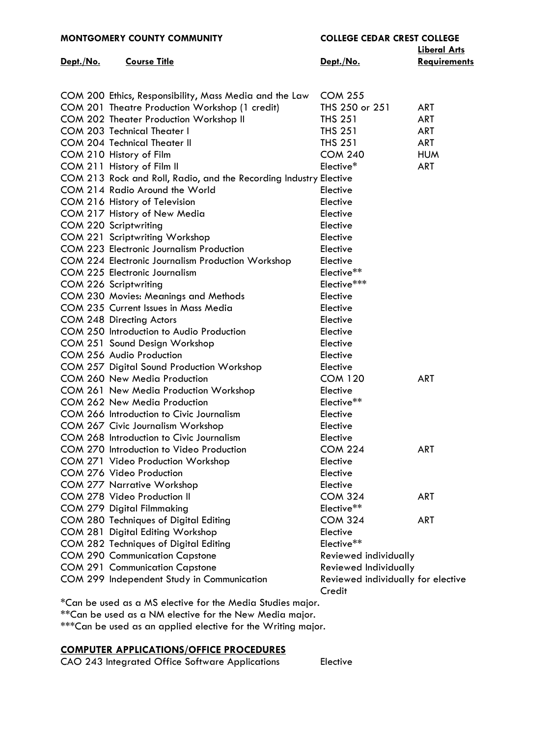| MONTGOMERY COUNTY COMMUNITY | | COLLEGE CEDAR CREST COLLEGE | |
|---|---|---|---|
| **Dept./No.** | **Course Title** | **Dept./No.** | **Liberal Arts Requirements** |
| COM 200 | Ethics, Responsibility, Mass Media and the Law | COM 255 | |
| COM 201 | Theatre Production Workshop (1 credit) | THS 250 or 251 | ART |
| COM 202 | Theater Production Workshop II | THS 251 | ART |
| COM 203 | Technical Theater I | THS 251 | ART |
| COM 204 | Technical Theater II | THS 251 | ART |
| COM 210 | History of Film | COM 240 | HUM |
| COM 211 | History of Film II | Elective* | ART |
| COM 213 | Rock and Roll, Radio, and the Recording Industry | Elective | |
| COM 214 | Radio Around the World | Elective | |
| COM 216 | History of Television | Elective | |
| COM 217 | History of New Media | Elective | |
| COM 220 | Scriptwriting | Elective | |
| COM 221 | Scriptwriting Workshop | Elective | |
| COM 223 | Electronic Journalism Production | Elective | |
| COM 224 | Electronic Journalism Production Workshop | Elective | |
| COM 225 | Electronic Journalism | Elective** | |
| COM 226 | Scriptwriting | Elective*** | |
| COM 230 | Movies: Meanings and Methods | Elective | |
| COM 235 | Current Issues in Mass Media | Elective | |
| COM 248 | Directing Actors | Elective | |
| COM 250 | Introduction to Audio Production | Elective | |
| COM 251 | Sound Design Workshop | Elective | |
| COM 256 | Audio Production | Elective | |
| COM 257 | Digital Sound Production Workshop | Elective | |
| COM 260 | New Media Production | COM 120 | ART |
| COM 261 | New Media Production Workshop | Elective | |
| COM 262 | New Media Production | Elective** | |
| COM 266 | Introduction to Civic Journalism | Elective | |
| COM 267 | Civic Journalism Workshop | Elective | |
| COM 268 | Introduction to Civic Journalism | Elective | |
| COM 270 | Introduction to Video Production | COM 224 | ART |
| COM 271 | Video Production Workshop | Elective | |
| COM 276 | Video Production | Elective | |
| COM 277 | Narrative Workshop | Elective | |
| COM 278 | Video Production II | COM 324 | ART |
| COM 279 | Digital Filmmaking | Elective** | |
| COM 280 | Techniques of Digital Editing | COM 324 | ART |
| COM 281 | Digital Editing Workshop | Elective | |
| COM 282 | Techniques of Digital Editing | Elective** | |
| COM 290 | Communication Capstone | Reviewed individually | |
| COM 291 | Communication Capstone | Reviewed Individually | |
| COM 299 | Independent Study in Communication | Reviewed individually for elective Credit | |

*Can be used as a MS elective for the Media Studies major.
**Can be used as a NM elective for the New Media major.
***Can be used as an applied elective for the Writing major.

## COMPUTER APPLICATIONS/OFFICE PROCEDURES

| | | | |
|---|---|---|---|
| CAO 243 | Integrated Office Software Applications | Elective | |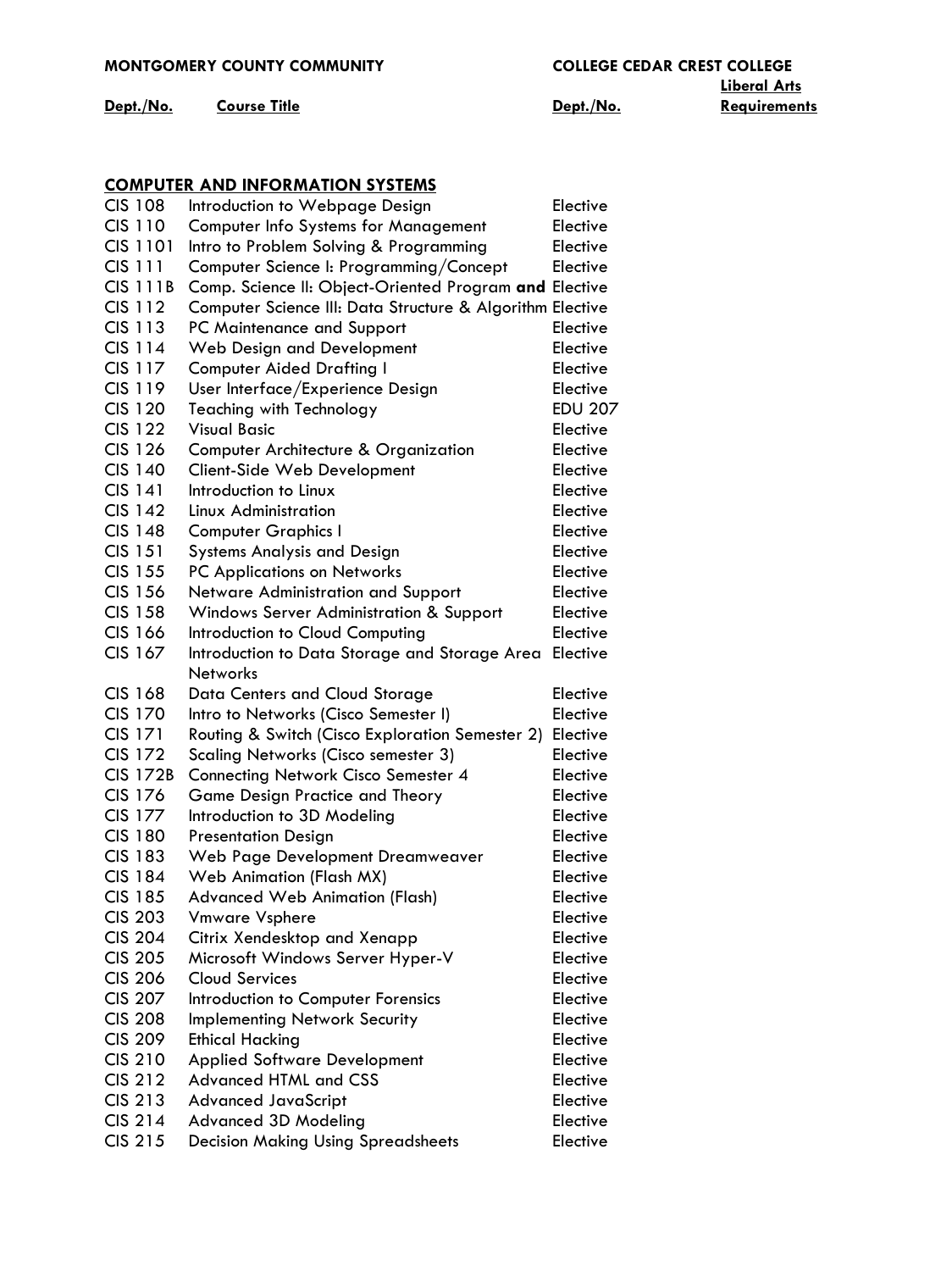| MONTGOMERY COUNTY COMMUNITY | | COLLEGE CEDAR CREST COLLEGE | |
|---|---|---|---|
| **Dept./No.** | **Course Title** | **Dept./No.** | **Liberal Arts Requirements** |
| **COMPUTER AND INFORMATION SYSTEMS** | | | |
| CIS 108 | Introduction to Webpage Design | Elective | |
| CIS 110 | Computer Info Systems for Management | Elective | |
| CIS 1101 | Intro to Problem Solving & Programming | Elective | |
| CIS 111 | Computer Science I: Programming/Concept | Elective | |
| CIS 111B | Comp. Science II: Object-Oriented Program **and** | Elective | |
| CIS 112 | Computer Science III: Data Structure & Algorithm | Elective | |
| CIS 113 | PC Maintenance and Support | Elective | |
| CIS 114 | Web Design and Development | Elective | |
| CIS 117 | Computer Aided Drafting I | Elective | |
| CIS 119 | User Interface/Experience Design | Elective | |
| CIS 120 | Teaching with Technology | EDU 207 | |
| CIS 122 | Visual Basic | Elective | |
| CIS 126 | Computer Architecture & Organization | Elective | |
| CIS 140 | Client-Side Web Development | Elective | |
| CIS 141 | Introduction to Linux | Elective | |
| CIS 142 | Linux Administration | Elective | |
| CIS 148 | Computer Graphics I | Elective | |
| CIS 151 | Systems Analysis and Design | Elective | |
| CIS 155 | PC Applications on Networks | Elective | |
| CIS 156 | Netware Administration and Support | Elective | |
| CIS 158 | Windows Server Administration & Support | Elective | |
| CIS 166 | Introduction to Cloud Computing | Elective | |
| CIS 167 | Introduction to Data Storage and Storage Area Networks | Elective | |
| CIS 168 | Data Centers and Cloud Storage | Elective | |
| CIS 170 | Intro to Networks (Cisco Semester I) | Elective | |
| CIS 171 | Routing & Switch (Cisco Exploration Semester 2) | Elective | |
| CIS 172 | Scaling Networks (Cisco semester 3) | Elective | |
| CIS 172B | Connecting Network Cisco Semester 4 | Elective | |
| CIS 176 | Game Design Practice and Theory | Elective | |
| CIS 177 | Introduction to 3D Modeling | Elective | |
| CIS 180 | Presentation Design | Elective | |
| CIS 183 | Web Page Development Dreamweaver | Elective | |
| CIS 184 | Web Animation (Flash MX) | Elective | |
| CIS 185 | Advanced Web Animation (Flash) | Elective | |
| CIS 203 | Vmware Vsphere | Elective | |
| CIS 204 | Citrix Xendesktop and Xenapp | Elective | |
| CIS 205 | Microsoft Windows Server Hyper-V | Elective | |
| CIS 206 | Cloud Services | Elective | |
| CIS 207 | Introduction to Computer Forensics | Elective | |
| CIS 208 | Implementing Network Security | Elective | |
| CIS 209 | Ethical Hacking | Elective | |
| CIS 210 | Applied Software Development | Elective | |
| CIS 212 | Advanced HTML and CSS | Elective | |
| CIS 213 | Advanced JavaScript | Elective | |
| CIS 214 | Advanced 3D Modeling | Elective | |
| CIS 215 | Decision Making Using Spreadsheets | Elective | |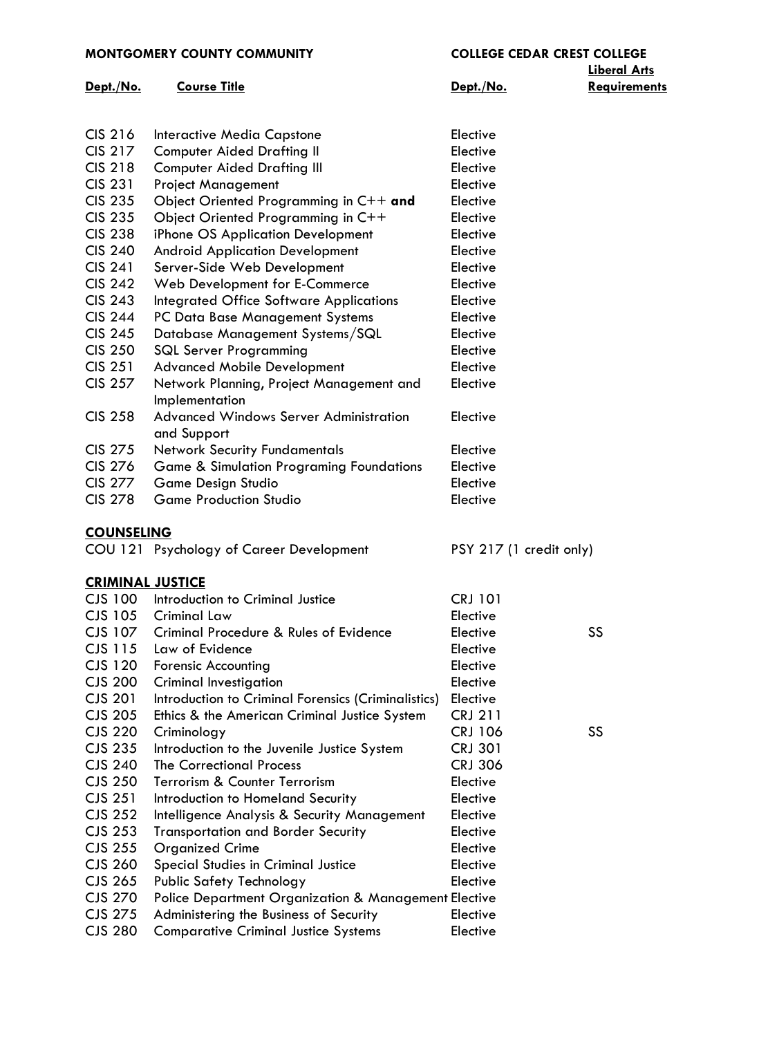| MONTGOMERY COUNTY COMMUNITY | | COLLEGE CEDAR CREST COLLEGE | |
|---|---|---|---|
| **Dept./No.** | **Course Title** | **Dept./No.** | **Liberal Arts Requirements** |
| CIS 216 | Interactive Media Capstone | Elective | |
| CIS 217 | Computer Aided Drafting II | Elective | |
| CIS 218 | Computer Aided Drafting III | Elective | |
| CIS 231 | Project Management | Elective | |
| CIS 235 | Object Oriented Programming in C++ **and** | Elective | |
| CIS 235 | Object Oriented Programming in C++ | Elective | |
| CIS 238 | iPhone OS Application Development | Elective | |
| CIS 240 | Android Application Development | Elective | |
| CIS 241 | Server-Side Web Development | Elective | |
| CIS 242 | Web Development for E-Commerce | Elective | |
| CIS 243 | Integrated Office Software Applications | Elective | |
| CIS 244 | PC Data Base Management Systems | Elective | |
| CIS 245 | Database Management Systems/SQL | Elective | |
| CIS 250 | SQL Server Programming | Elective | |
| CIS 251 | Advanced Mobile Development | Elective | |
| CIS 257 | Network Planning, Project Management and Implementation | Elective | |
| CIS 258 | Advanced Windows Server Administration and Support | Elective | |
| CIS 275 | Network Security Fundamentals | Elective | |
| CIS 276 | Game & Simulation Programing Foundations | Elective | |
| CIS 277 | Game Design Studio | Elective | |
| CIS 278 | Game Production Studio | Elective | |

## COUNSELING

| Dept./No. | Course Title | Dept./No. | Liberal Arts Requirements |
|---|---|---|---|
| COU 121 | Psychology of Career Development | PSY 217 (1 credit only) | |

## CRIMINAL JUSTICE

| Dept./No. | Course Title | Dept./No. | Liberal Arts Requirements |
|---|---|---|---|
| CJS 100 | Introduction to Criminal Justice | CRJ 101 | |
| CJS 105 | Criminal Law | Elective | |
| CJS 107 | Criminal Procedure & Rules of Evidence | Elective | SS |
| CJS 115 | Law of Evidence | Elective | |
| CJS 120 | Forensic Accounting | Elective | |
| CJS 200 | Criminal Investigation | Elective | |
| CJS 201 | Introduction to Criminal Forensics (Criminalistics) | Elective | |
| CJS 205 | Ethics & the American Criminal Justice System | CRJ 211 | |
| CJS 220 | Criminology | CRJ 106 | SS |
| CJS 235 | Introduction to the Juvenile Justice System | CRJ 301 | |
| CJS 240 | The Correctional Process | CRJ 306 | |
| CJS 250 | Terrorism & Counter Terrorism | Elective | |
| CJS 251 | Introduction to Homeland Security | Elective | |
| CJS 252 | Intelligence Analysis & Security Management | Elective | |
| CJS 253 | Transportation and Border Security | Elective | |
| CJS 255 | Organized Crime | Elective | |
| CJS 260 | Special Studies in Criminal Justice | Elective | |
| CJS 265 | Public Safety Technology | Elective | |
| CJS 270 | Police Department Organization & Management | Elective | |
| CJS 275 | Administering the Business of Security | Elective | |
| CJS 280 | Comparative Criminal Justice Systems | Elective | |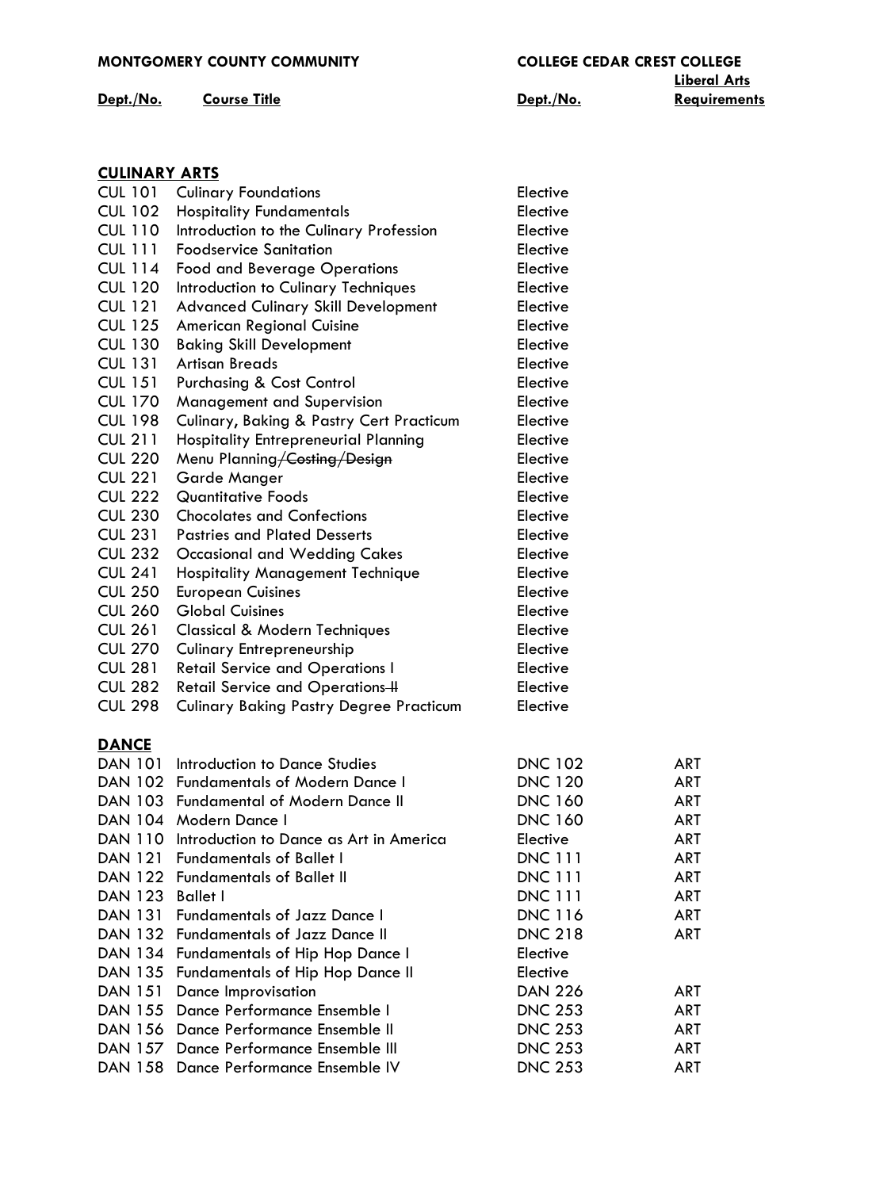| MONTGOMERY COUNTY COMMUNITY | | COLLEGE CEDAR CREST COLLEGE | |
|---|---|---|---|
| **Dept./No.** | **Course Title** | **Dept./No.** | **Liberal Arts Requirements** |
| **CULINARY ARTS** | | | |
| CUL 101 | Culinary Foundations | Elective | |
| CUL 102 | Hospitality Fundamentals | Elective | |
| CUL 110 | Introduction to the Culinary Profession | Elective | |
| CUL 111 | Foodservice Sanitation | Elective | |
| CUL 114 | Food and Beverage Operations | Elective | |
| CUL 120 | Introduction to Culinary Techniques | Elective | |
| CUL 121 | Advanced Culinary Skill Development | Elective | |
| CUL 125 | American Regional Cuisine | Elective | |
| CUL 130 | Baking Skill Development | Elective | |
| CUL 131 | Artisan Breads | Elective | |
| CUL 151 | Purchasing & Cost Control | Elective | |
| CUL 170 | Management and Supervision | Elective | |
| CUL 198 | Culinary, Baking & Pastry Cert Practicum | Elective | |
| CUL 211 | Hospitality Entrepreneurial Planning | Elective | |
| CUL 220 | Menu Planning~~/Costing/Design~~ | Elective | |
| CUL 221 | Garde Manger | Elective | |
| CUL 222 | Quantitative Foods | Elective | |
| CUL 230 | Chocolates and Confections | Elective | |
| CUL 231 | Pastries and Plated Desserts | Elective | |
| CUL 232 | Occasional and Wedding Cakes | Elective | |
| CUL 241 | Hospitality Management Technique | Elective | |
| CUL 250 | European Cuisines | Elective | |
| CUL 260 | Global Cuisines | Elective | |
| CUL 261 | Classical & Modern Techniques | Elective | |
| CUL 270 | Culinary Entrepreneurship | Elective | |
| CUL 281 | Retail Service and Operations I | Elective | |
| CUL 282 | Retail Service and Operations~~ II~~ | Elective | |
| CUL 298 | Culinary Baking Pastry Degree Practicum | Elective | |
| **DANCE** | | | |
| DAN 101 | Introduction to Dance Studies | DNC 102 | ART |
| DAN 102 | Fundamentals of Modern Dance I | DNC 120 | ART |
| DAN 103 | Fundamental of Modern Dance II | DNC 160 | ART |
| DAN 104 | Modern Dance I | DNC 160 | ART |
| DAN 110 | Introduction to Dance as Art in America | Elective | ART |
| DAN 121 | Fundamentals of Ballet I | DNC 111 | ART |
| DAN 122 | Fundamentals of Ballet II | DNC 111 | ART |
| DAN 123 | Ballet I | DNC 111 | ART |
| DAN 131 | Fundamentals of Jazz Dance I | DNC 116 | ART |
| DAN 132 | Fundamentals of Jazz Dance II | DNC 218 | ART |
| DAN 134 | Fundamentals of Hip Hop Dance I | Elective | |
| DAN 135 | Fundamentals of Hip Hop Dance II | Elective | |
| DAN 151 | Dance Improvisation | DAN 226 | ART |
| DAN 155 | Dance Performance Ensemble I | DNC 253 | ART |
| DAN 156 | Dance Performance Ensemble II | DNC 253 | ART |
| DAN 157 | Dance Performance Ensemble III | DNC 253 | ART |
| DAN 158 | Dance Performance Ensemble IV | DNC 253 | ART |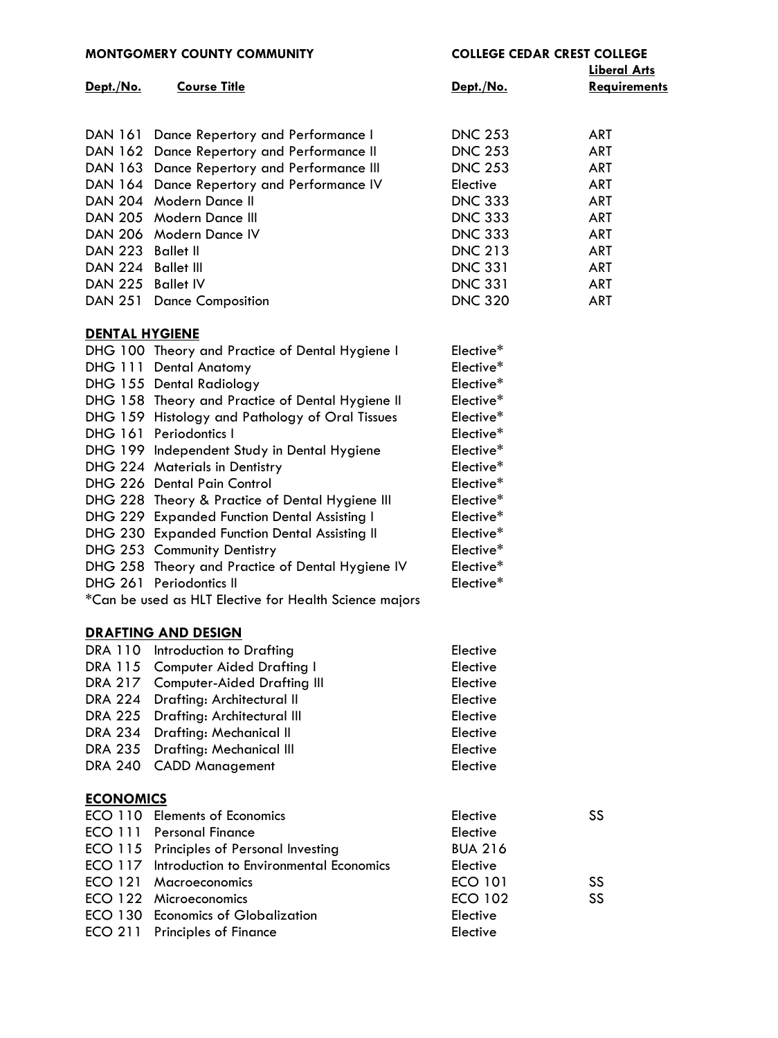| MONTGOMERY COUNTY COMMUNITY | | COLLEGE CEDAR CREST COLLEGE | |
|---|---|---|---|
| **Dept./No.** | **Course Title** | **Dept./No.** | **Liberal Arts Requirements** |
| DAN 161 | Dance Repertory and Performance I | DNC 253 | ART |
| DAN 162 | Dance Repertory and Performance II | DNC 253 | ART |
| DAN 163 | Dance Repertory and Performance III | DNC 253 | ART |
| DAN 164 | Dance Repertory and Performance IV | Elective | ART |
| DAN 204 | Modern Dance II | DNC 333 | ART |
| DAN 205 | Modern Dance III | DNC 333 | ART |
| DAN 206 | Modern Dance IV | DNC 333 | ART |
| DAN 223 | Ballet II | DNC 213 | ART |
| DAN 224 | Ballet III | DNC 331 | ART |
| DAN 225 | Ballet IV | DNC 331 | ART |
| DAN 251 | Dance Composition | DNC 320 | ART |

## DENTAL HYGIENE

| Dept./No. | Course Title | Dept./No. | Liberal Arts Requirements |
|---|---|---|---|
| DHG 100 | Theory and Practice of Dental Hygiene I | Elective* | |
| DHG 111 | Dental Anatomy | Elective* | |
| DHG 155 | Dental Radiology | Elective* | |
| DHG 158 | Theory and Practice of Dental Hygiene II | Elective* | |
| DHG 159 | Histology and Pathology of Oral Tissues | Elective* | |
| DHG 161 | Periodontics I | Elective* | |
| DHG 199 | Independent Study in Dental Hygiene | Elective* | |
| DHG 224 | Materials in Dentistry | Elective* | |
| DHG 226 | Dental Pain Control | Elective* | |
| DHG 228 | Theory & Practice of Dental Hygiene III | Elective* | |
| DHG 229 | Expanded Function Dental Assisting I | Elective* | |
| DHG 230 | Expanded Function Dental Assisting II | Elective* | |
| DHG 253 | Community Dentistry | Elective* | |
| DHG 258 | Theory and Practice of Dental Hygiene IV | Elective* | |
| DHG 261 | Periodontics II | Elective* | |

*Can be used as HLT Elective for Health Science majors

## DRAFTING AND DESIGN

| Dept./No. | Course Title | Dept./No. | Liberal Arts Requirements |
|---|---|---|---|
| DRA 110 | Introduction to Drafting | Elective | |
| DRA 115 | Computer Aided Drafting I | Elective | |
| DRA 217 | Computer-Aided Drafting III | Elective | |
| DRA 224 | Drafting: Architectural II | Elective | |
| DRA 225 | Drafting: Architectural III | Elective | |
| DRA 234 | Drafting: Mechanical II | Elective | |
| DRA 235 | Drafting: Mechanical III | Elective | |
| DRA 240 | CADD Management | Elective | |

## ECONOMICS

| Dept./No. | Course Title | Dept./No. | Liberal Arts Requirements |
|---|---|---|---|
| ECO 110 | Elements of Economics | Elective | SS |
| ECO 111 | Personal Finance | Elective | |
| ECO 115 | Principles of Personal Investing | BUA 216 | |
| ECO 117 | Introduction to Environmental Economics | Elective | |
| ECO 121 | Macroeconomics | ECO 101 | SS |
| ECO 122 | Microeconomics | ECO 102 | SS |
| ECO 130 | Economics of Globalization | Elective | |
| ECO 211 | Principles of Finance | Elective | |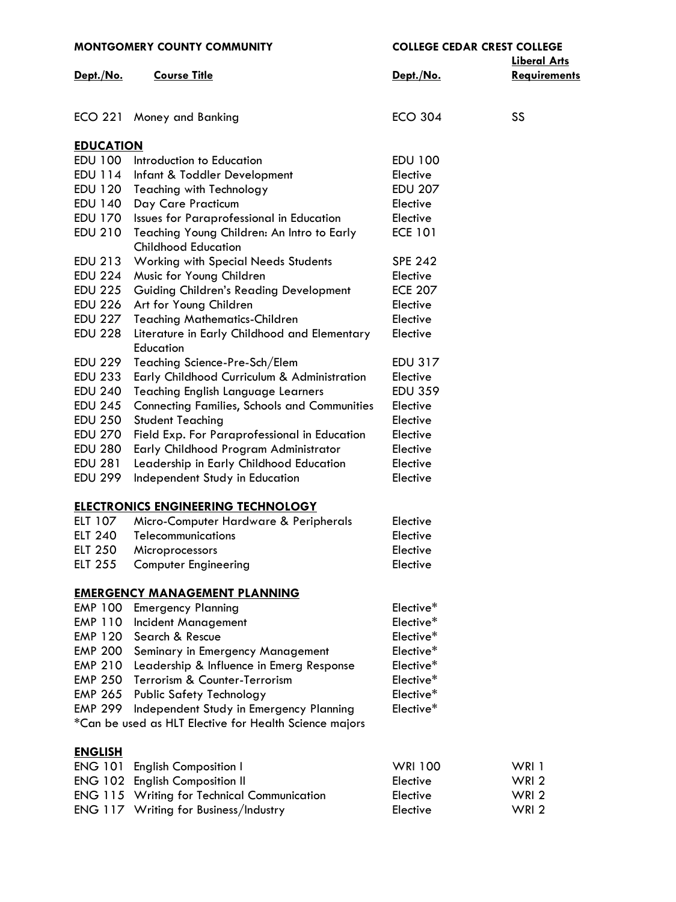| MONTGOMERY COUNTY COMMUNITY | | COLLEGE CEDAR CREST COLLEGE | |
|---|---|---|---|
| **Dept./No.** | **Course Title** | **Dept./No.** | **Liberal Arts Requirements** |
| ECO 221 | Money and Banking | ECO 304 | SS |
| **EDUCATION** | | | |
| EDU 100 | Introduction to Education | EDU 100 | |
| EDU 114 | Infant & Toddler Development | Elective | |
| EDU 120 | Teaching with Technology | EDU 207 | |
| EDU 140 | Day Care Practicum | Elective | |
| EDU 170 | Issues for Paraprofessional in Education | Elective | |
| EDU 210 | Teaching Young Children: An Intro to Early Childhood Education | ECE 101 | |
| EDU 213 | Working with Special Needs Students | SPE 242 | |
| EDU 224 | Music for Young Children | Elective | |
| EDU 225 | Guiding Children's Reading Development | ECE 207 | |
| EDU 226 | Art for Young Children | Elective | |
| EDU 227 | Teaching Mathematics-Children | Elective | |
| EDU 228 | Literature in Early Childhood and Elementary Education | Elective | |
| EDU 229 | Teaching Science-Pre-Sch/Elem | EDU 317 | |
| EDU 233 | Early Childhood Curriculum & Administration | Elective | |
| EDU 240 | Teaching English Language Learners | EDU 359 | |
| EDU 245 | Connecting Families, Schools and Communities | Elective | |
| EDU 250 | Student Teaching | Elective | |
| EDU 270 | Field Exp. For Paraprofessional in Education | Elective | |
| EDU 280 | Early Childhood Program Administrator | Elective | |
| EDU 281 | Leadership in Early Childhood Education | Elective | |
| EDU 299 | Independent Study in Education | Elective | |
| **ELECTRONICS ENGINEERING TECHNOLOGY** | | | |
| ELT 107 | Micro-Computer Hardware & Peripherals | Elective | |
| ELT 240 | Telecommunications | Elective | |
| ELT 250 | Microprocessors | Elective | |
| ELT 255 | Computer Engineering | Elective | |
| **EMERGENCY MANAGEMENT PLANNING** | | | |
| EMP 100 | Emergency Planning | Elective* | |
| EMP 110 | Incident Management | Elective* | |
| EMP 120 | Search & Rescue | Elective* | |
| EMP 200 | Seminary in Emergency Management | Elective* | |
| EMP 210 | Leadership & Influence in Emerg Response | Elective* | |
| EMP 250 | Terrorism & Counter-Terrorism | Elective* | |
| EMP 265 | Public Safety Technology | Elective* | |
| EMP 299 | Independent Study in Emergency Planning | Elective* | |
| *Can be used as HLT Elective for Health Science majors | | | |
| **ENGLISH** | | | |
| ENG 101 | English Composition I | WRI 100 | WRI 1 |
| ENG 102 | English Composition II | Elective | WRI 2 |
| ENG 115 | Writing for Technical Communication | Elective | WRI 2 |
| ENG 117 | Writing for Business/Industry | Elective | WRI 2 |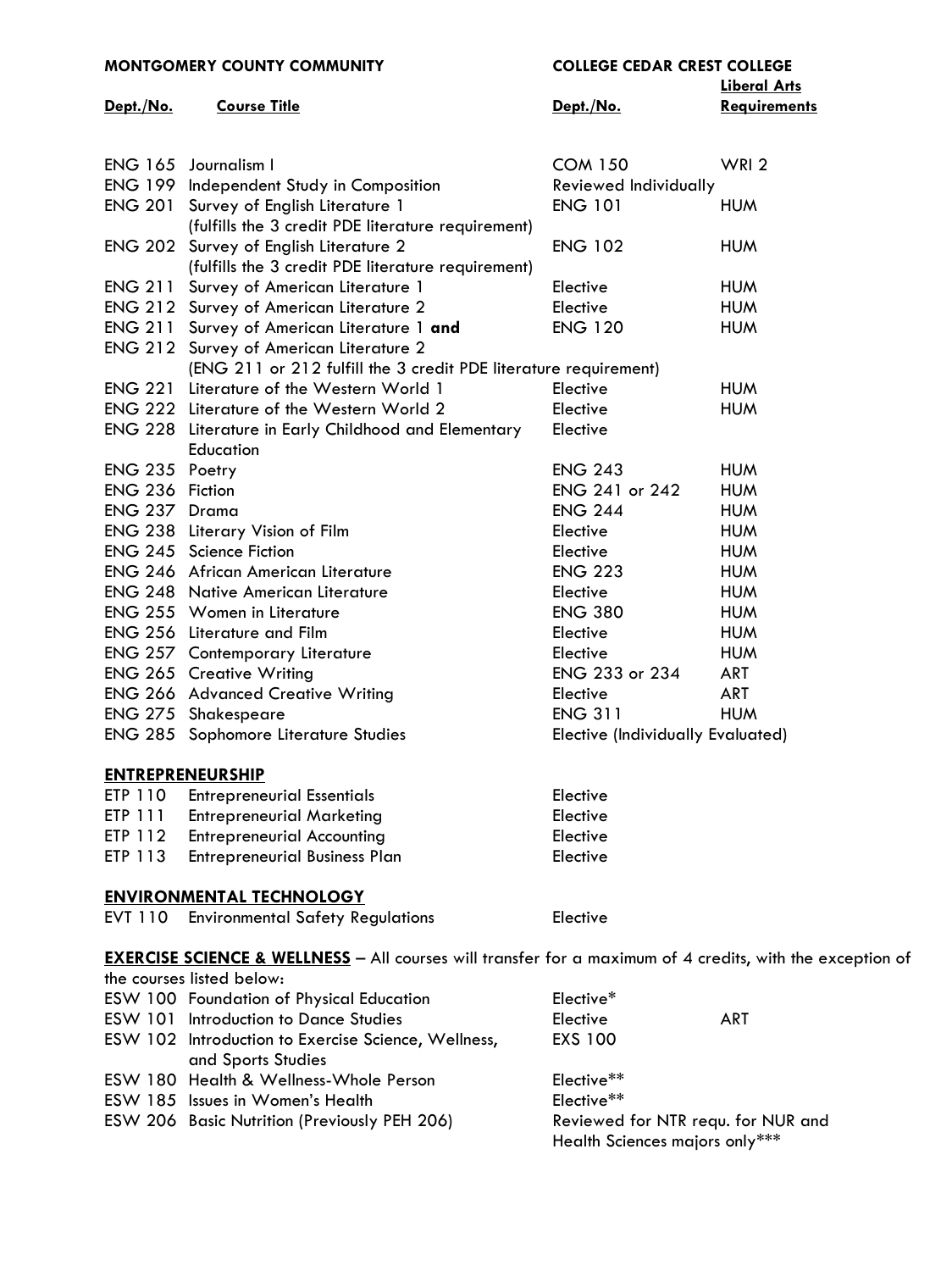| MONTGOMERY COUNTY COMMUNITY | | COLLEGE CEDAR CREST COLLEGE | |
|---|---|---|---|
| **Dept./No.** | **Course Title** | **Dept./No.** | **Liberal Arts Requirements** |
| ENG 165 | Journalism I | COM 150 | WRI 2 |
| ENG 199 | Independent Study in Composition | Reviewed Individually | |
| ENG 201 | Survey of English Literature 1 (fulfills the 3 credit PDE literature requirement) | ENG 101 | HUM |
| ENG 202 | Survey of English Literature 2 (fulfills the 3 credit PDE literature requirement) | ENG 102 | HUM |
| ENG 211 | Survey of American Literature 1 | Elective | HUM |
| ENG 212 | Survey of American Literature 2 | Elective | HUM |
| ENG 211 ENG 212 | Survey of American Literature 1 **and** Survey of American Literature 2 (ENG 211 or 212 fulfill the 3 credit PDE literature requirement) | ENG 120 | HUM |
| ENG 221 | Literature of the Western World 1 | Elective | HUM |
| ENG 222 | Literature of the Western World 2 | Elective | HUM |
| ENG 228 | Literature in Early Childhood and Elementary Education | Elective | |
| ENG 235 | Poetry | ENG 243 | HUM |
| ENG 236 | Fiction | ENG 241 or 242 | HUM |
| ENG 237 | Drama | ENG 244 | HUM |
| ENG 238 | Literary Vision of Film | Elective | HUM |
| ENG 245 | Science Fiction | Elective | HUM |
| ENG 246 | African American Literature | ENG 223 | HUM |
| ENG 248 | Native American Literature | Elective | HUM |
| ENG 255 | Women in Literature | ENG 380 | HUM |
| ENG 256 | Literature and Film | Elective | HUM |
| ENG 257 | Contemporary Literature | Elective | HUM |
| ENG 265 | Creative Writing | ENG 233 or 234 | ART |
| ENG 266 | Advanced Creative Writing | Elective | ART |
| ENG 275 | Shakespeare | ENG 311 | HUM |
| ENG 285 | Sophomore Literature Studies | Elective (Individually Evaluated) | |

## ENTREPRENEURSHIP

| | | | |
|---|---|---|---|
| ETP 110 | Entrepreneurial Essentials | Elective | |
| ETP 111 | Entrepreneurial Marketing | Elective | |
| ETP 112 | Entrepreneurial Accounting | Elective | |
| ETP 113 | Entrepreneurial Business Plan | Elective | |

## ENVIRONMENTAL TECHNOLOGY

| | | | |
|---|---|---|---|
| EVT 110 | Environmental Safety Regulations | Elective | |

**EXERCISE SCIENCE & WELLNESS** – All courses will transfer for a maximum of 4 credits, with the exception of the courses listed below:

| | | | |
|---|---|---|---|
| ESW 100 | Foundation of Physical Education | Elective* | |
| ESW 101 | Introduction to Dance Studies | Elective | ART |
| ESW 102 | Introduction to Exercise Science, Wellness, and Sports Studies | EXS 100 | |
| ESW 180 | Health & Wellness-Whole Person | Elective** | |
| ESW 185 | Issues in Women's Health | Elective** | |
| ESW 206 | Basic Nutrition (Previously PEH 206) | Reviewed for NTR requ. for NUR and Health Sciences majors only*** | |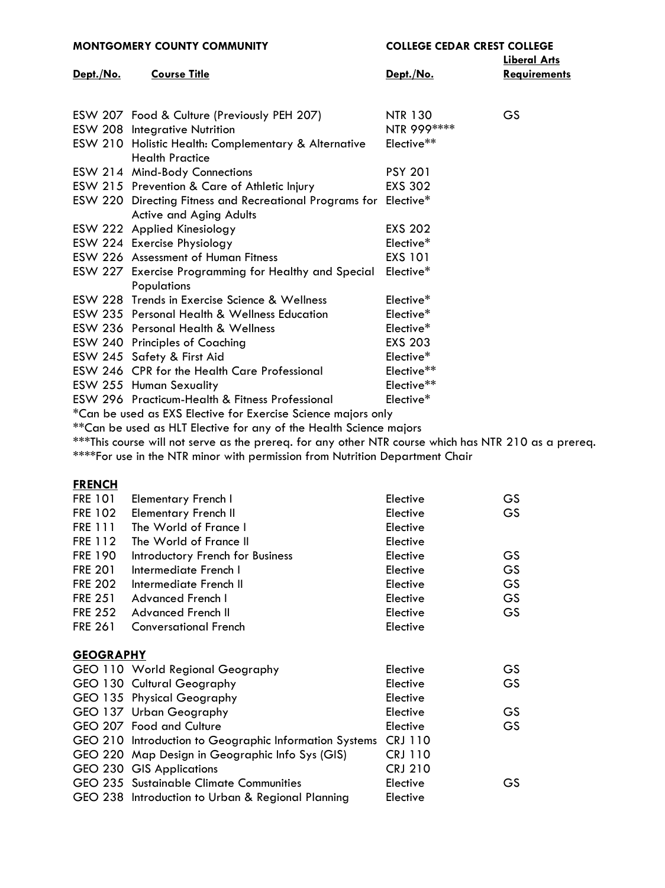| MONTGOMERY COUNTY COMMUNITY | | COLLEGE CEDAR CREST COLLEGE | |
|---|---|---|---|
| **Dept./No.** | **Course Title** | **Dept./No.** | **Liberal Arts Requirements** |
| ESW 207 | Food & Culture (Previously PEH 207) | NTR 130 | GS |
| ESW 208 | Integrative Nutrition | NTR 999**** | |
| ESW 210 | Holistic Health: Complementary & Alternative Health Practice | Elective** | |
| ESW 214 | Mind-Body Connections | PSY 201 | |
| ESW 215 | Prevention & Care of Athletic Injury | EXS 302 | |
| ESW 220 | Directing Fitness and Recreational Programs for Active and Aging Adults | Elective* | |
| ESW 222 | Applied Kinesiology | EXS 202 | |
| ESW 224 | Exercise Physiology | Elective* | |
| ESW 226 | Assessment of Human Fitness | EXS 101 | |
| ESW 227 | Exercise Programming for Healthy and Special Populations | Elective* | |
| ESW 228 | Trends in Exercise Science & Wellness | Elective* | |
| ESW 235 | Personal Health & Wellness Education | Elective* | |
| ESW 236 | Personal Health & Wellness | Elective* | |
| ESW 240 | Principles of Coaching | EXS 203 | |
| ESW 245 | Safety & First Aid | Elective* | |
| ESW 246 | CPR for the Health Care Professional | Elective** | |
| ESW 255 | Human Sexuality | Elective** | |
| ESW 296 | Practicum-Health & Fitness Professional | Elective* | |

*Can be used as EXS Elective for Exercise Science majors only

**Can be used as HLT Elective for any of the Health Science majors

***This course will not serve as the prereq. for any other NTR course which has NTR 210 as a prereq.

****For use in the NTR minor with permission from Nutrition Department Chair

## FRENCH

| | | | |
|---|---|---|---|
| FRE 101 | Elementary French I | Elective | GS |
| FRE 102 | Elementary French II | Elective | GS |
| FRE 111 | The World of France I | Elective | |
| FRE 112 | The World of France II | Elective | |
| FRE 190 | Introductory French for Business | Elective | GS |
| FRE 201 | Intermediate French I | Elective | GS |
| FRE 202 | Intermediate French II | Elective | GS |
| FRE 251 | Advanced French I | Elective | GS |
| FRE 252 | Advanced French II | Elective | GS |
| FRE 261 | Conversational French | Elective | |

## GEOGRAPHY

| | | | |
|---|---|---|---|
| GEO 110 | World Regional Geography | Elective | GS |
| GEO 130 | Cultural Geography | Elective | GS |
| GEO 135 | Physical Geography | Elective | |
| GEO 137 | Urban Geography | Elective | GS |
| GEO 207 | Food and Culture | Elective | GS |
| GEO 210 | Introduction to Geographic Information Systems | CRJ 110 | |
| GEO 220 | Map Design in Geographic Info Sys (GIS) | CRJ 110 | |
| GEO 230 | GIS Applications | CRJ 210 | |
| GEO 235 | Sustainable Climate Communities | Elective | GS |
| GEO 238 | Introduction to Urban & Regional Planning | Elective | |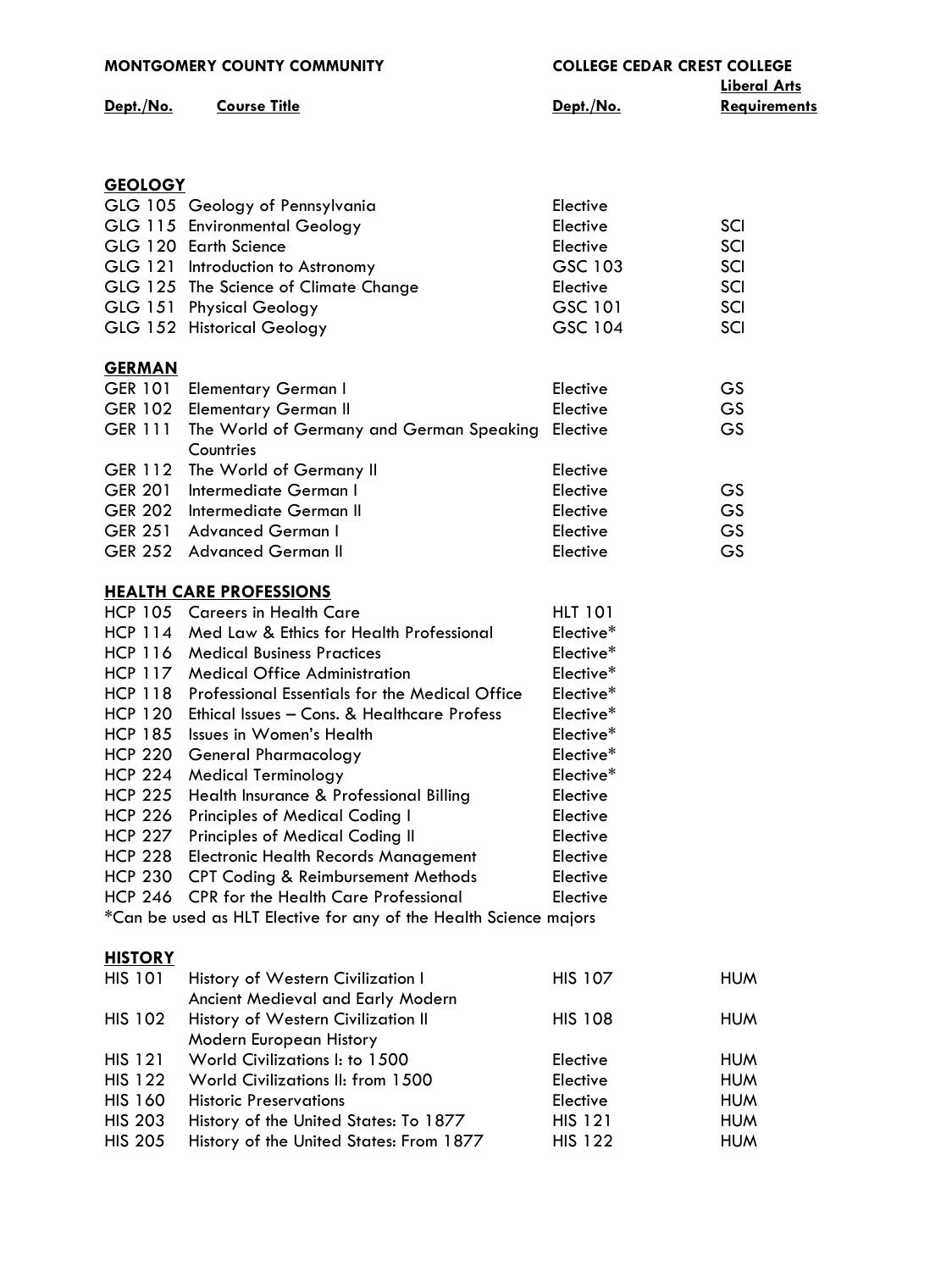| MONTGOMERY COUNTY COMMUNITY | | COLLEGE CEDAR CREST COLLEGE | Liberal Arts |
|---|---|---|---|
| **Dept./No.** | **Course Title** | **Dept./No.** | **Requirements** |
| **GEOLOGY** | | | |
| GLG 105 | Geology of Pennsylvania | Elective | |
| GLG 115 | Environmental Geology | Elective | SCI |
| GLG 120 | Earth Science | Elective | SCI |
| GLG 121 | Introduction to Astronomy | GSC 103 | SCI |
| GLG 125 | The Science of Climate Change | Elective | SCI |
| GLG 151 | Physical Geology | GSC 101 | SCI |
| GLG 152 | Historical Geology | GSC 104 | SCI |
| **GERMAN** | | | |
| GER 101 | Elementary German I | Elective | GS |
| GER 102 | Elementary German II | Elective | GS |
| GER 111 | The World of Germany and German Speaking Countries | Elective | GS |
| GER 112 | The World of Germany II | Elective | |
| GER 201 | Intermediate German I | Elective | GS |
| GER 202 | Intermediate German II | Elective | GS |
| GER 251 | Advanced German I | Elective | GS |
| GER 252 | Advanced German II | Elective | GS |
| **HEALTH CARE PROFESSIONS** | | | |
| HCP 105 | Careers in Health Care | HLT 101 | |
| HCP 114 | Med Law & Ethics for Health Professional | Elective* | |
| HCP 116 | Medical Business Practices | Elective* | |
| HCP 117 | Medical Office Administration | Elective* | |
| HCP 118 | Professional Essentials for the Medical Office | Elective* | |
| HCP 120 | Ethical Issues – Cons. & Healthcare Profess | Elective* | |
| HCP 185 | Issues in Women's Health | Elective* | |
| HCP 220 | General Pharmacology | Elective* | |
| HCP 224 | Medical Terminology | Elective* | |
| HCP 225 | Health Insurance & Professional Billing | Elective | |
| HCP 226 | Principles of Medical Coding I | Elective | |
| HCP 227 | Principles of Medical Coding II | Elective | |
| HCP 228 | Electronic Health Records Management | Elective | |
| HCP 230 | CPT Coding & Reimbursement Methods | Elective | |
| HCP 246 | CPR for the Health Care Professional | Elective | |

*Can be used as HLT Elective for any of the Health Science majors

| **HISTORY** | | | |
|---|---|---|---|
| HIS 101 | History of Western Civilization I Ancient Medieval and Early Modern | HIS 107 | HUM |
| HIS 102 | History of Western Civilization II Modern European History | HIS 108 | HUM |
| HIS 121 | World Civilizations I: to 1500 | Elective | HUM |
| HIS 122 | World Civilizations II: from 1500 | Elective | HUM |
| HIS 160 | Historic Preservations | Elective | HUM |
| HIS 203 | History of the United States: To 1877 | HIS 121 | HUM |
| HIS 205 | History of the United States: From 1877 | HIS 122 | HUM |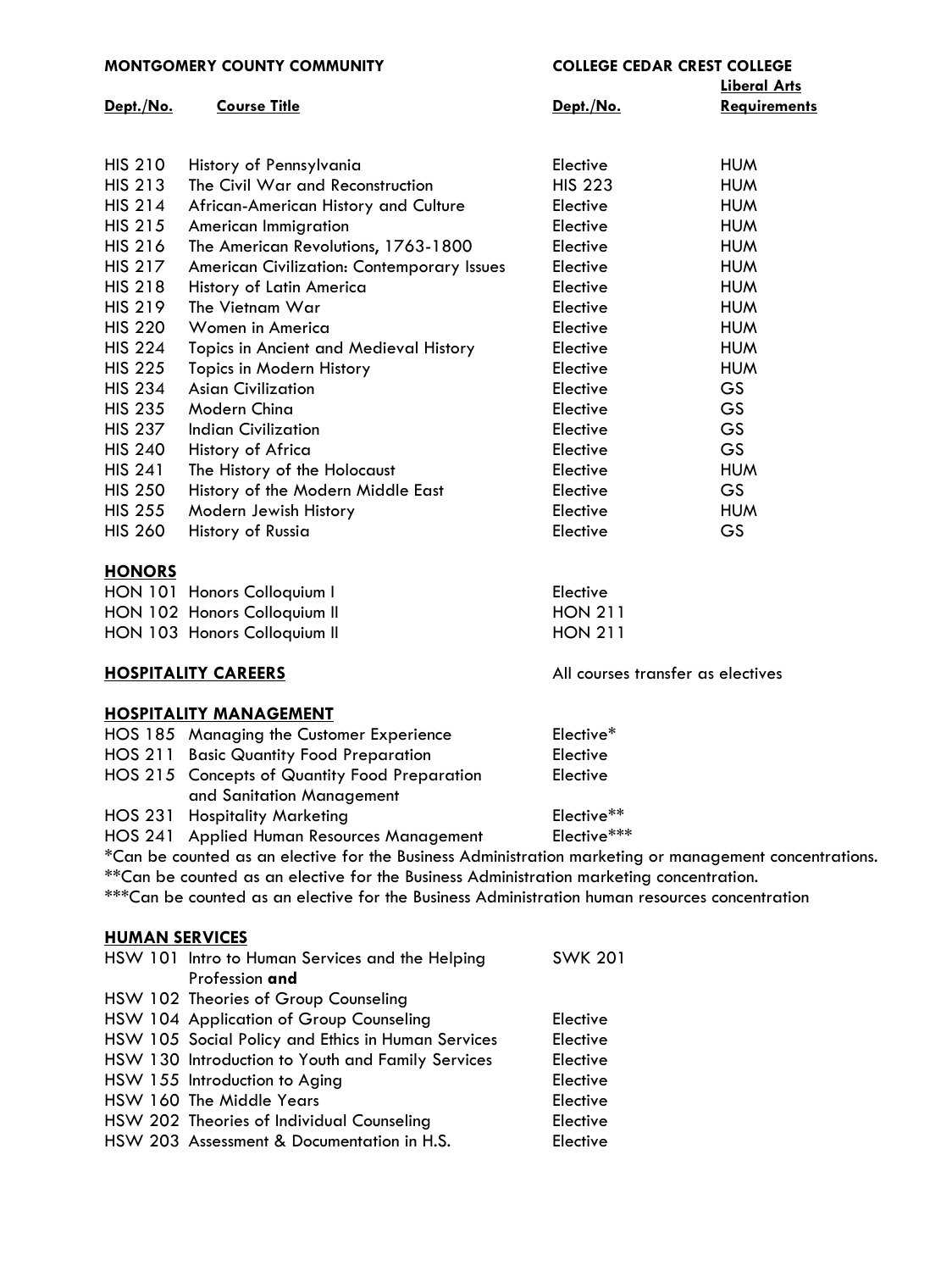| MONTGOMERY COUNTY COMMUNITY | | COLLEGE CEDAR CREST COLLEGE | Liberal Arts |
|---|---|---|---|
| **Dept./No.** | **Course Title** | **Dept./No.** | **Requirements** |
| HIS 210 | History of Pennsylvania | Elective | HUM |
| HIS 213 | The Civil War and Reconstruction | HIS 223 | HUM |
| HIS 214 | African-American History and Culture | Elective | HUM |
| HIS 215 | American Immigration | Elective | HUM |
| HIS 216 | The American Revolutions, 1763-1800 | Elective | HUM |
| HIS 217 | American Civilization: Contemporary Issues | Elective | HUM |
| HIS 218 | History of Latin America | Elective | HUM |
| HIS 219 | The Vietnam War | Elective | HUM |
| HIS 220 | Women in America | Elective | HUM |
| HIS 224 | Topics in Ancient and Medieval History | Elective | HUM |
| HIS 225 | Topics in Modern History | Elective | HUM |
| HIS 234 | Asian Civilization | Elective | GS |
| HIS 235 | Modern China | Elective | GS |
| HIS 237 | Indian Civilization | Elective | GS |
| HIS 240 | History of Africa | Elective | GS |
| HIS 241 | The History of the Holocaust | Elective | HUM |
| HIS 250 | History of the Modern Middle East | Elective | GS |
| HIS 255 | Modern Jewish History | Elective | HUM |
| HIS 260 | History of Russia | Elective | GS |

## HONORS

| | | | |
|---|---|---|---|
| HON 101 | Honors Colloquium I | Elective | |
| HON 102 | Honors Colloquium II | HON 211 | |
| HON 103 | Honors Colloquium II | HON 211 | |

## HOSPITALITY CAREERS

All courses transfer as electives

## HOSPITALITY MANAGEMENT

| | | | |
|---|---|---|---|
| HOS 185 | Managing the Customer Experience | Elective* | |
| HOS 211 | Basic Quantity Food Preparation | Elective | |
| HOS 215 | Concepts of Quantity Food Preparation and Sanitation Management | Elective | |
| HOS 231 | Hospitality Marketing | Elective** | |
| HOS 241 | Applied Human Resources Management | Elective*** | |

*Can be counted as an elective for the Business Administration marketing or management concentrations.
**Can be counted as an elective for the Business Administration marketing concentration.
***Can be counted as an elective for the Business Administration human resources concentration

## HUMAN SERVICES

| | | | |
|---|---|---|---|
| HSW 101 | Intro to Human Services and the Helping Profession **and** | SWK 201 | |
| HSW 102 | Theories of Group Counseling | | |
| HSW 104 | Application of Group Counseling | Elective | |
| HSW 105 | Social Policy and Ethics in Human Services | Elective | |
| HSW 130 | Introduction to Youth and Family Services | Elective | |
| HSW 155 | Introduction to Aging | Elective | |
| HSW 160 | The Middle Years | Elective | |
| HSW 202 | Theories of Individual Counseling | Elective | |
| HSW 203 | Assessment & Documentation in H.S. | Elective | |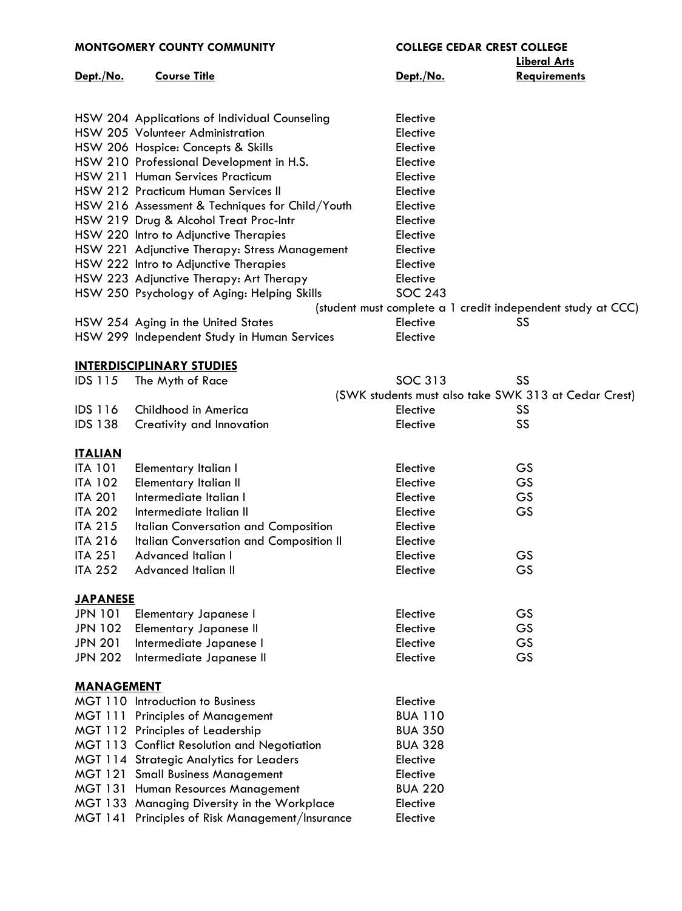| MONTGOMERY COUNTY COMMUNITY | | COLLEGE CEDAR CREST COLLEGE | |
|---|---|---|---|
| **Dept./No.** | **Course Title** | **Dept./No.** | **Liberal Arts Requirements** |
| HSW 204 | Applications of Individual Counseling | Elective | |
| HSW 205 | Volunteer Administration | Elective | |
| HSW 206 | Hospice: Concepts & Skills | Elective | |
| HSW 210 | Professional Development in H.S. | Elective | |
| HSW 211 | Human Services Practicum | Elective | |
| HSW 212 | Practicum Human Services II | Elective | |
| HSW 216 | Assessment & Techniques for Child/Youth | Elective | |
| HSW 219 | Drug & Alcohol Treat Proc-Intr | Elective | |
| HSW 220 | Intro to Adjunctive Therapies | Elective | |
| HSW 221 | Adjunctive Therapy: Stress Management | Elective | |
| HSW 222 | Intro to Adjunctive Therapies | Elective | |
| HSW 223 | Adjunctive Therapy: Art Therapy | Elective | |
| HSW 250 | Psychology of Aging: Helping Skills | SOC 243 (student must complete a 1 credit independent study at CCC) | |
| HSW 254 | Aging in the United States | Elective | SS |
| HSW 299 | Independent Study in Human Services | Elective | |
| **INTERDISCIPLINARY STUDIES** | | | |
| IDS 115 | The Myth of Race | SOC 313 (SWK students must also take SWK 313 at Cedar Crest) | SS |
| IDS 116 | Childhood in America | Elective | SS |
| IDS 138 | Creativity and Innovation | Elective | SS |
| **ITALIAN** | | | |
| ITA 101 | Elementary Italian I | Elective | GS |
| ITA 102 | Elementary Italian II | Elective | GS |
| ITA 201 | Intermediate Italian I | Elective | GS |
| ITA 202 | Intermediate Italian II | Elective | GS |
| ITA 215 | Italian Conversation and Composition | Elective | |
| ITA 216 | Italian Conversation and Composition II | Elective | |
| ITA 251 | Advanced Italian I | Elective | GS |
| ITA 252 | Advanced Italian II | Elective | GS |
| **JAPANESE** | | | |
| JPN 101 | Elementary Japanese I | Elective | GS |
| JPN 102 | Elementary Japanese II | Elective | GS |
| JPN 201 | Intermediate Japanese I | Elective | GS |
| JPN 202 | Intermediate Japanese II | Elective | GS |
| **MANAGEMENT** | | | |
| MGT 110 | Introduction to Business | Elective | |
| MGT 111 | Principles of Management | BUA 110 | |
| MGT 112 | Principles of Leadership | BUA 350 | |
| MGT 113 | Conflict Resolution and Negotiation | BUA 328 | |
| MGT 114 | Strategic Analytics for Leaders | Elective | |
| MGT 121 | Small Business Management | Elective | |
| MGT 131 | Human Resources Management | BUA 220 | |
| MGT 133 | Managing Diversity in the Workplace | Elective | |
| MGT 141 | Principles of Risk Management/Insurance | Elective | |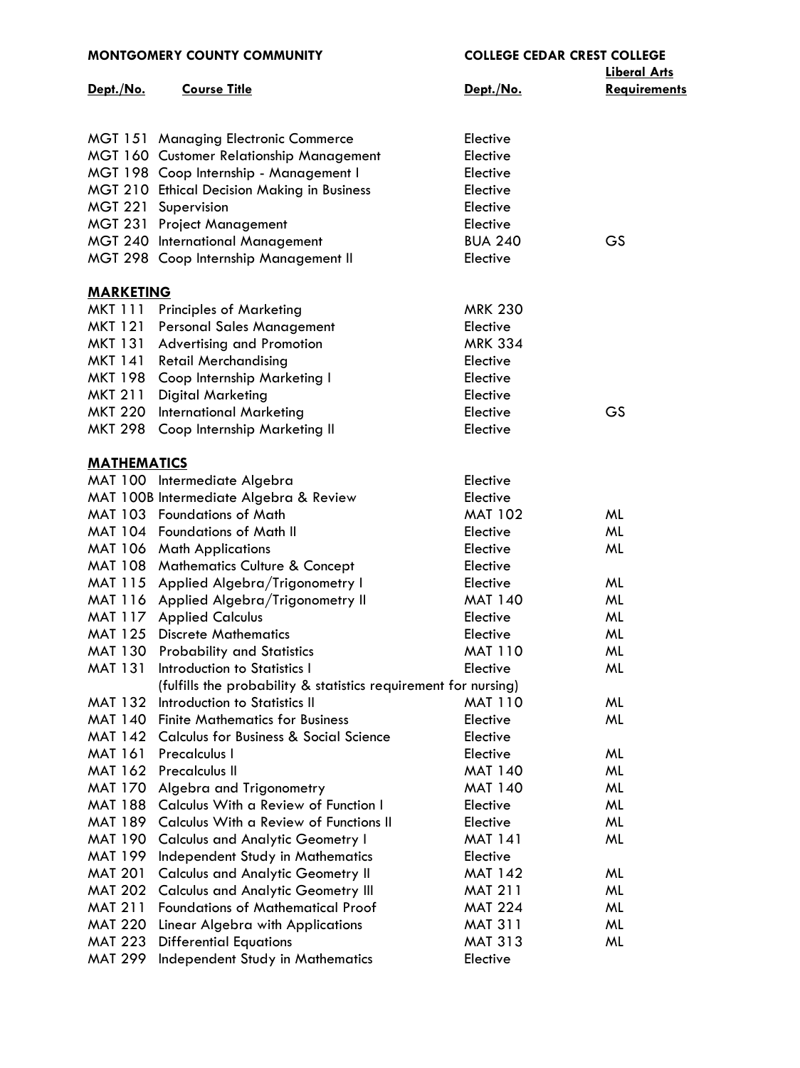| MONTGOMERY COUNTY COMMUNITY | | COLLEGE CEDAR CREST COLLEGE | |
|---|---|---|---|
| **Dept./No.** | **Course Title** | **Dept./No.** | **Liberal Arts Requirements** |
| MGT 151 | Managing Electronic Commerce | Elective | |
| MGT 160 | Customer Relationship Management | Elective | |
| MGT 198 | Coop Internship - Management I | Elective | |
| MGT 210 | Ethical Decision Making in Business | Elective | |
| MGT 221 | Supervision | Elective | |
| MGT 231 | Project Management | Elective | |
| MGT 240 | International Management | BUA 240 | GS |
| MGT 298 | Coop Internship Management II | Elective | |
| **MARKETING** | | | |
| MKT 111 | Principles of Marketing | MRK 230 | |
| MKT 121 | Personal Sales Management | Elective | |
| MKT 131 | Advertising and Promotion | MRK 334 | |
| MKT 141 | Retail Merchandising | Elective | |
| MKT 198 | Coop Internship Marketing I | Elective | |
| MKT 211 | Digital Marketing | Elective | |
| MKT 220 | International Marketing | Elective | GS |
| MKT 298 | Coop Internship Marketing II | Elective | |
| **MATHEMATICS** | | | |
| MAT 100 | Intermediate Algebra | Elective | |
| MAT 100B | Intermediate Algebra & Review | Elective | |
| MAT 103 | Foundations of Math | MAT 102 | ML |
| MAT 104 | Foundations of Math II | Elective | ML |
| MAT 106 | Math Applications | Elective | ML |
| MAT 108 | Mathematics Culture & Concept | Elective | |
| MAT 115 | Applied Algebra/Trigonometry I | Elective | ML |
| MAT 116 | Applied Algebra/Trigonometry II | MAT 140 | ML |
| MAT 117 | Applied Calculus | Elective | ML |
| MAT 125 | Discrete Mathematics | Elective | ML |
| MAT 130 | Probability and Statistics | MAT 110 | ML |
| MAT 131 | Introduction to Statistics I (fulfills the probability & statistics requirement for nursing) | Elective | ML |
| MAT 132 | Introduction to Statistics II | MAT 110 | ML |
| MAT 140 | Finite Mathematics for Business | Elective | ML |
| MAT 142 | Calculus for Business & Social Science | Elective | |
| MAT 161 | Precalculus I | Elective | ML |
| MAT 162 | Precalculus II | MAT 140 | ML |
| MAT 170 | Algebra and Trigonometry | MAT 140 | ML |
| MAT 188 | Calculus With a Review of Function I | Elective | ML |
| MAT 189 | Calculus With a Review of Functions II | Elective | ML |
| MAT 190 | Calculus and Analytic Geometry I | MAT 141 | ML |
| MAT 199 | Independent Study in Mathematics | Elective | |
| MAT 201 | Calculus and Analytic Geometry II | MAT 142 | ML |
| MAT 202 | Calculus and Analytic Geometry III | MAT 211 | ML |
| MAT 211 | Foundations of Mathematical Proof | MAT 224 | ML |
| MAT 220 | Linear Algebra with Applications | MAT 311 | ML |
| MAT 223 | Differential Equations | MAT 313 | ML |
| MAT 299 | Independent Study in Mathematics | Elective | |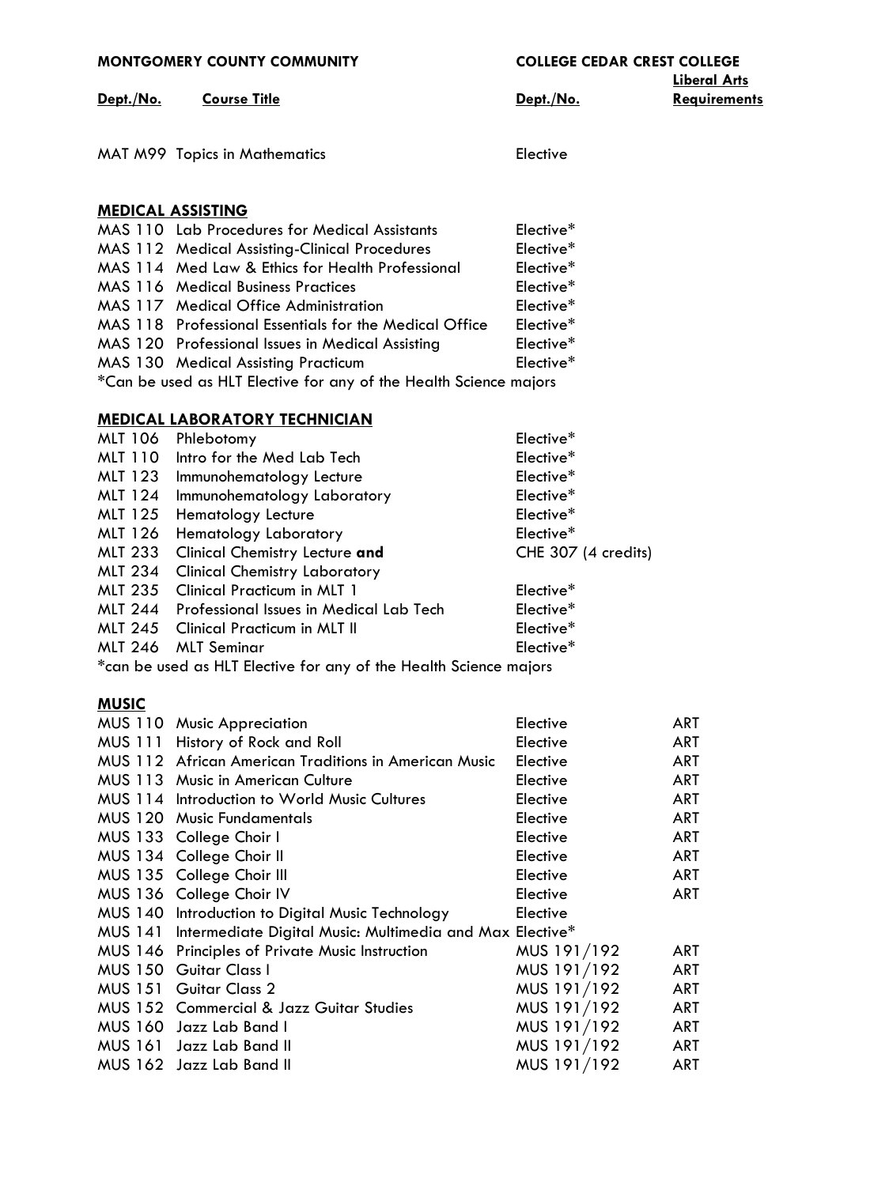| MONTGOMERY COUNTY COMMUNITY | | COLLEGE CEDAR CREST COLLEGE | |
|---|---|---|---|
| **Dept./No.** | **Course Title** | **Dept./No.** | **Liberal Arts Requirements** |
| MAT M99 | Topics in Mathematics | Elective | |
| **MEDICAL ASSISTING** | | | |
| MAS 110 | Lab Procedures for Medical Assistants | Elective* | |
| MAS 112 | Medical Assisting-Clinical Procedures | Elective* | |
| MAS 114 | Med Law & Ethics for Health Professional | Elective* | |
| MAS 116 | Medical Business Practices | Elective* | |
| MAS 117 | Medical Office Administration | Elective* | |
| MAS 118 | Professional Essentials for the Medical Office | Elective* | |
| MAS 120 | Professional Issues in Medical Assisting | Elective* | |
| MAS 130 | Medical Assisting Practicum | Elective* | |
| *Can be used as HLT Elective for any of the Health Science majors | | | |
| **MEDICAL LABORATORY TECHNICIAN** | | | |
| MLT 106 | Phlebotomy | Elective* | |
| MLT 110 | Intro for the Med Lab Tech | Elective* | |
| MLT 123 | Immunohematology Lecture | Elective* | |
| MLT 124 | Immunohematology Laboratory | Elective* | |
| MLT 125 | Hematology Lecture | Elective* | |
| MLT 126 | Hematology Laboratory | Elective* | |
| MLT 233 | Clinical Chemistry Lecture **and** | CHE 307 (4 credits) | |
| MLT 234 | Clinical Chemistry Laboratory | | |
| MLT 235 | Clinical Practicum in MLT 1 | Elective* | |
| MLT 244 | Professional Issues in Medical Lab Tech | Elective* | |
| MLT 245 | Clinical Practicum in MLT II | Elective* | |
| MLT 246 | MLT Seminar | Elective* | |
| *can be used as HLT Elective for any of the Health Science majors | | | |
| **MUSIC** | | | |
| MUS 110 | Music Appreciation | Elective | ART |
| MUS 111 | History of Rock and Roll | Elective | ART |
| MUS 112 | African American Traditions in American Music | Elective | ART |
| MUS 113 | Music in American Culture | Elective | ART |
| MUS 114 | Introduction to World Music Cultures | Elective | ART |
| MUS 120 | Music Fundamentals | Elective | ART |
| MUS 133 | College Choir I | Elective | ART |
| MUS 134 | College Choir II | Elective | ART |
| MUS 135 | College Choir III | Elective | ART |
| MUS 136 | College Choir IV | Elective | ART |
| MUS 140 | Introduction to Digital Music Technology | Elective | |
| MUS 141 | Intermediate Digital Music: Multimedia and Max | Elective* | |
| MUS 146 | Principles of Private Music Instruction | MUS 191/192 | ART |
| MUS 150 | Guitar Class I | MUS 191/192 | ART |
| MUS 151 | Guitar Class 2 | MUS 191/192 | ART |
| MUS 152 | Commercial & Jazz Guitar Studies | MUS 191/192 | ART |
| MUS 160 | Jazz Lab Band I | MUS 191/192 | ART |
| MUS 161 | Jazz Lab Band II | MUS 191/192 | ART |
| MUS 162 | Jazz Lab Band II | MUS 191/192 | ART |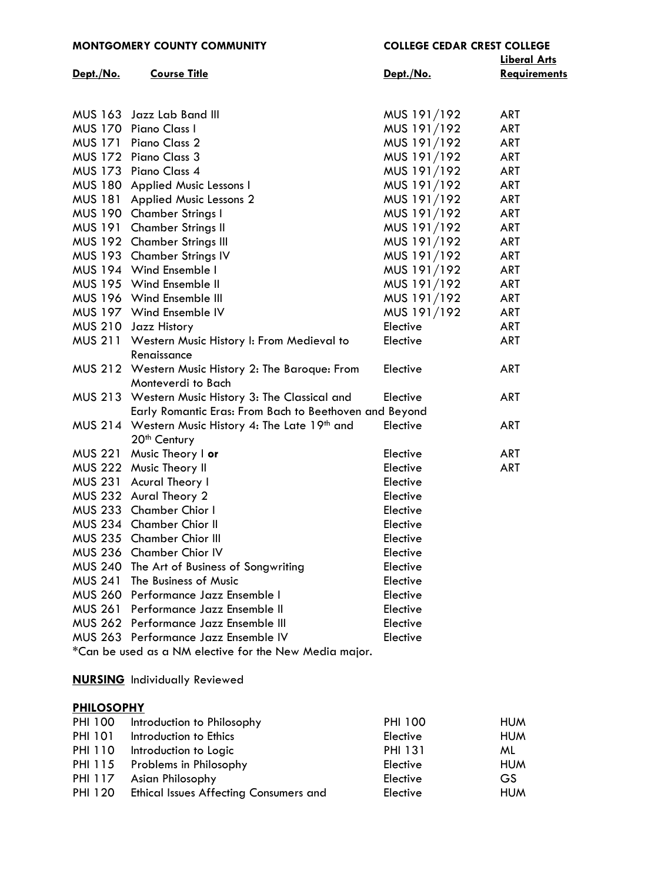| MONTGOMERY COUNTY COMMUNITY | | COLLEGE CEDAR CREST COLLEGE | |
|---|---|---|---|
| **Dept./No.** | **Course Title** | **Dept./No.** | **Liberal Arts Requirements** |
| MUS 163 | Jazz Lab Band III | MUS 191/192 | ART |
| MUS 170 | Piano Class I | MUS 191/192 | ART |
| MUS 171 | Piano Class 2 | MUS 191/192 | ART |
| MUS 172 | Piano Class 3 | MUS 191/192 | ART |
| MUS 173 | Piano Class 4 | MUS 191/192 | ART |
| MUS 180 | Applied Music Lessons I | MUS 191/192 | ART |
| MUS 181 | Applied Music Lessons 2 | MUS 191/192 | ART |
| MUS 190 | Chamber Strings I | MUS 191/192 | ART |
| MUS 191 | Chamber Strings II | MUS 191/192 | ART |
| MUS 192 | Chamber Strings III | MUS 191/192 | ART |
| MUS 193 | Chamber Strings IV | MUS 191/192 | ART |
| MUS 194 | Wind Ensemble I | MUS 191/192 | ART |
| MUS 195 | Wind Ensemble II | MUS 191/192 | ART |
| MUS 196 | Wind Ensemble III | MUS 191/192 | ART |
| MUS 197 | Wind Ensemble IV | MUS 191/192 | ART |
| MUS 210 | Jazz History | Elective | ART |
| MUS 211 | Western Music History I: From Medieval to Renaissance | Elective | ART |
| MUS 212 | Western Music History 2: The Baroque: From Monteverdi to Bach | Elective | ART |
| MUS 213 | Western Music History 3: The Classical and Early Romantic Eras: From Bach to Beethoven and Beyond | Elective | ART |
| MUS 214 | Western Music History 4: The Late 19th and 20th Century | Elective | ART |
| MUS 221 | Music Theory I **or** | Elective | ART |
| MUS 222 | Music Theory II | Elective | ART |
| MUS 231 | Acural Theory I | Elective | |
| MUS 232 | Aural Theory 2 | Elective | |
| MUS 233 | Chamber Chior I | Elective | |
| MUS 234 | Chamber Chior II | Elective | |
| MUS 235 | Chamber Chior III | Elective | |
| MUS 236 | Chamber Chior IV | Elective | |
| MUS 240 | The Art of Business of Songwriting | Elective | |
| MUS 241 | The Business of Music | Elective | |
| MUS 260 | Performance Jazz Ensemble I | Elective | |
| MUS 261 | Performance Jazz Ensemble II | Elective | |
| MUS 262 | Performance Jazz Ensemble III | Elective | |
| MUS 263 | Performance Jazz Ensemble IV | Elective | |

*Can be used as a NM elective for the New Media major.

**NURSING** Individually Reviewed

**PHILOSOPHY**

| | | | |
|---|---|---|---|
| PHI 100 | Introduction to Philosophy | PHI 100 | HUM |
| PHI 101 | Introduction to Ethics | Elective | HUM |
| PHI 110 | Introduction to Logic | PHI 131 | ML |
| PHI 115 | Problems in Philosophy | Elective | HUM |
| PHI 117 | Asian Philosophy | Elective | GS |
| PHI 120 | Ethical Issues Affecting Consumers and | Elective | HUM |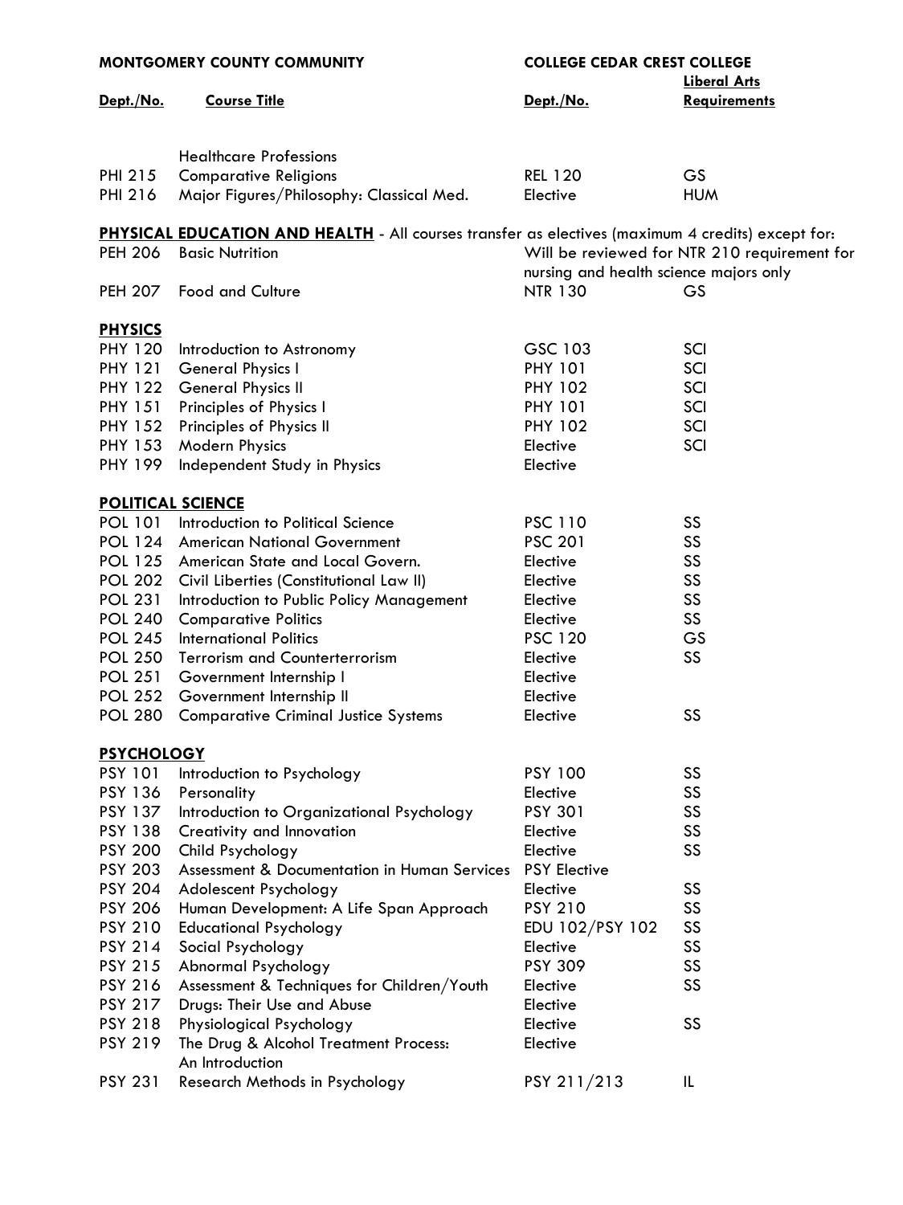| MONTGOMERY COUNTY COMMUNITY | | COLLEGE CEDAR CREST COLLEGE | |
|---|---|---|---|
| **Dept./No.** | **Course Title** | **Dept./No.** | **Liberal Arts Requirements** |
| | Healthcare Professions | | |
| PHI 215 | Comparative Religions | REL 120 | GS |
| PHI 216 | Major Figures/Philosophy: Classical Med. | Elective | HUM |
| **PHYSICAL EDUCATION AND HEALTH** - All courses transfer as electives (maximum 4 credits) except for: | | | |
| PEH 206 | Basic Nutrition | Will be reviewed for NTR 210 requirement for nursing and health science majors only | |
| PEH 207 | Food and Culture | NTR 130 | GS |
| **PHYSICS** | | | |
| PHY 120 | Introduction to Astronomy | GSC 103 | SCI |
| PHY 121 | General Physics I | PHY 101 | SCI |
| PHY 122 | General Physics II | PHY 102 | SCI |
| PHY 151 | Principles of Physics I | PHY 101 | SCI |
| PHY 152 | Principles of Physics II | PHY 102 | SCI |
| PHY 153 | Modern Physics | Elective | SCI |
| PHY 199 | Independent Study in Physics | Elective | |
| **POLITICAL SCIENCE** | | | |
| POL 101 | Introduction to Political Science | PSC 110 | SS |
| POL 124 | American National Government | PSC 201 | SS |
| POL 125 | American State and Local Govern. | Elective | SS |
| POL 202 | Civil Liberties (Constitutional Law II) | Elective | SS |
| POL 231 | Introduction to Public Policy Management | Elective | SS |
| POL 240 | Comparative Politics | Elective | SS |
| POL 245 | International Politics | PSC 120 | GS |
| POL 250 | Terrorism and Counterterrorism | Elective | SS |
| POL 251 | Government Internship I | Elective | |
| POL 252 | Government Internship II | Elective | |
| POL 280 | Comparative Criminal Justice Systems | Elective | SS |
| **PSYCHOLOGY** | | | |
| PSY 101 | Introduction to Psychology | PSY 100 | SS |
| PSY 136 | Personality | Elective | SS |
| PSY 137 | Introduction to Organizational Psychology | PSY 301 | SS |
| PSY 138 | Creativity and Innovation | Elective | SS |
| PSY 200 | Child Psychology | Elective | SS |
| PSY 203 | Assessment & Documentation in Human Services | PSY Elective | |
| PSY 204 | Adolescent Psychology | Elective | SS |
| PSY 206 | Human Development: A Life Span Approach | PSY 210 | SS |
| PSY 210 | Educational Psychology | EDU 102/PSY 102 | SS |
| PSY 214 | Social Psychology | Elective | SS |
| PSY 215 | Abnormal Psychology | PSY 309 | SS |
| PSY 216 | Assessment & Techniques for Children/Youth | Elective | SS |
| PSY 217 | Drugs: Their Use and Abuse | Elective | |
| PSY 218 | Physiological Psychology | Elective | SS |
| PSY 219 | The Drug & Alcohol Treatment Process: An Introduction | Elective | |
| PSY 231 | Research Methods in Psychology | PSY 211/213 | IL |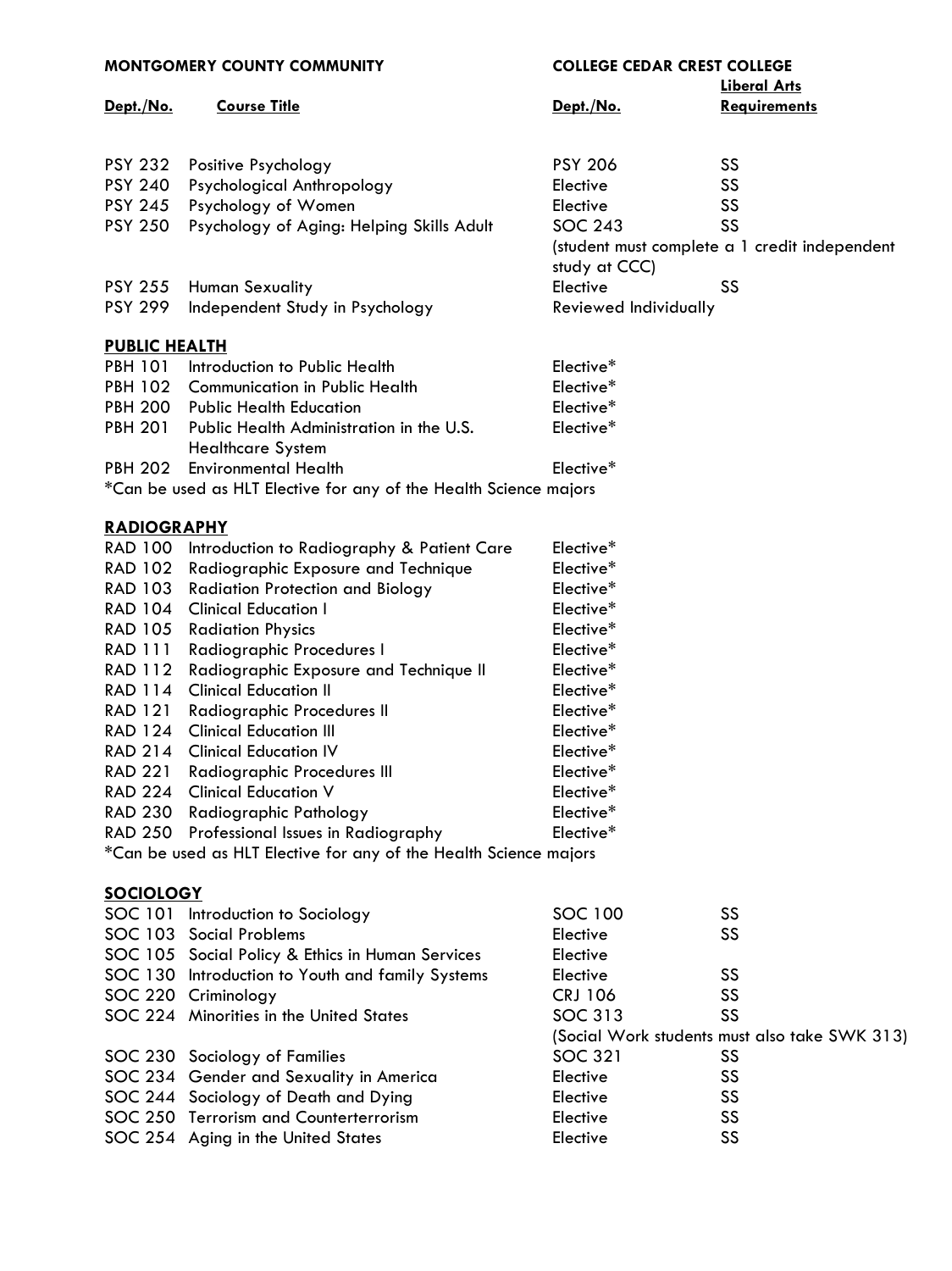| MONTGOMERY COUNTY COMMUNITY | | COLLEGE CEDAR CREST COLLEGE | |
|---|---|---|---|
| **Dept./No.** | **Course Title** | **Dept./No.** | **Liberal Arts Requirements** |
| PSY 232 | Positive Psychology | PSY 206 | SS |
| PSY 240 | Psychological Anthropology | Elective | SS |
| PSY 245 | Psychology of Women | Elective | SS |
| PSY 250 | Psychology of Aging: Helping Skills Adult | SOC 243 (student must complete a 1 credit independent study at CCC) | SS |
| PSY 255 | Human Sexuality | Elective | SS |
| PSY 299 | Independent Study in Psychology | Reviewed Individually | |

**PUBLIC HEALTH**

| Dept./No. | Course Title | Dept./No. | Liberal Arts Requirements |
|---|---|---|---|
| PBH 101 | Introduction to Public Health | Elective* | |
| PBH 102 | Communication in Public Health | Elective* | |
| PBH 200 | Public Health Education | Elective* | |
| PBH 201 | Public Health Administration in the U.S. Healthcare System | Elective* | |
| PBH 202 | Environmental Health | Elective* | |

*Can be used as HLT Elective for any of the Health Science majors

**RADIOGRAPHY**

| Dept./No. | Course Title | Dept./No. | Liberal Arts Requirements |
|---|---|---|---|
| RAD 100 | Introduction to Radiography & Patient Care | Elective* | |
| RAD 102 | Radiographic Exposure and Technique | Elective* | |
| RAD 103 | Radiation Protection and Biology | Elective* | |
| RAD 104 | Clinical Education I | Elective* | |
| RAD 105 | Radiation Physics | Elective* | |
| RAD 111 | Radiographic Procedures I | Elective* | |
| RAD 112 | Radiographic Exposure and Technique II | Elective* | |
| RAD 114 | Clinical Education II | Elective* | |
| RAD 121 | Radiographic Procedures II | Elective* | |
| RAD 124 | Clinical Education III | Elective* | |
| RAD 214 | Clinical Education IV | Elective* | |
| RAD 221 | Radiographic Procedures III | Elective* | |
| RAD 224 | Clinical Education V | Elective* | |
| RAD 230 | Radiographic Pathology | Elective* | |
| RAD 250 | Professional Issues in Radiography | Elective* | |

*Can be used as HLT Elective for any of the Health Science majors

**SOCIOLOGY**

| Dept./No. | Course Title | Dept./No. | Liberal Arts Requirements |
|---|---|---|---|
| SOC 101 | Introduction to Sociology | SOC 100 | SS |
| SOC 103 | Social Problems | Elective | SS |
| SOC 105 | Social Policy & Ethics in Human Services | Elective | |
| SOC 130 | Introduction to Youth and family Systems | Elective | SS |
| SOC 220 | Criminology | CRJ 106 | SS |
| SOC 224 | Minorities in the United States | SOC 313 (Social Work students must also take SWK 313) | SS |
| SOC 230 | Sociology of Families | SOC 321 | SS |
| SOC 234 | Gender and Sexuality in America | Elective | SS |
| SOC 244 | Sociology of Death and Dying | Elective | SS |
| SOC 250 | Terrorism and Counterterrorism | Elective | SS |
| SOC 254 | Aging in the United States | Elective | SS |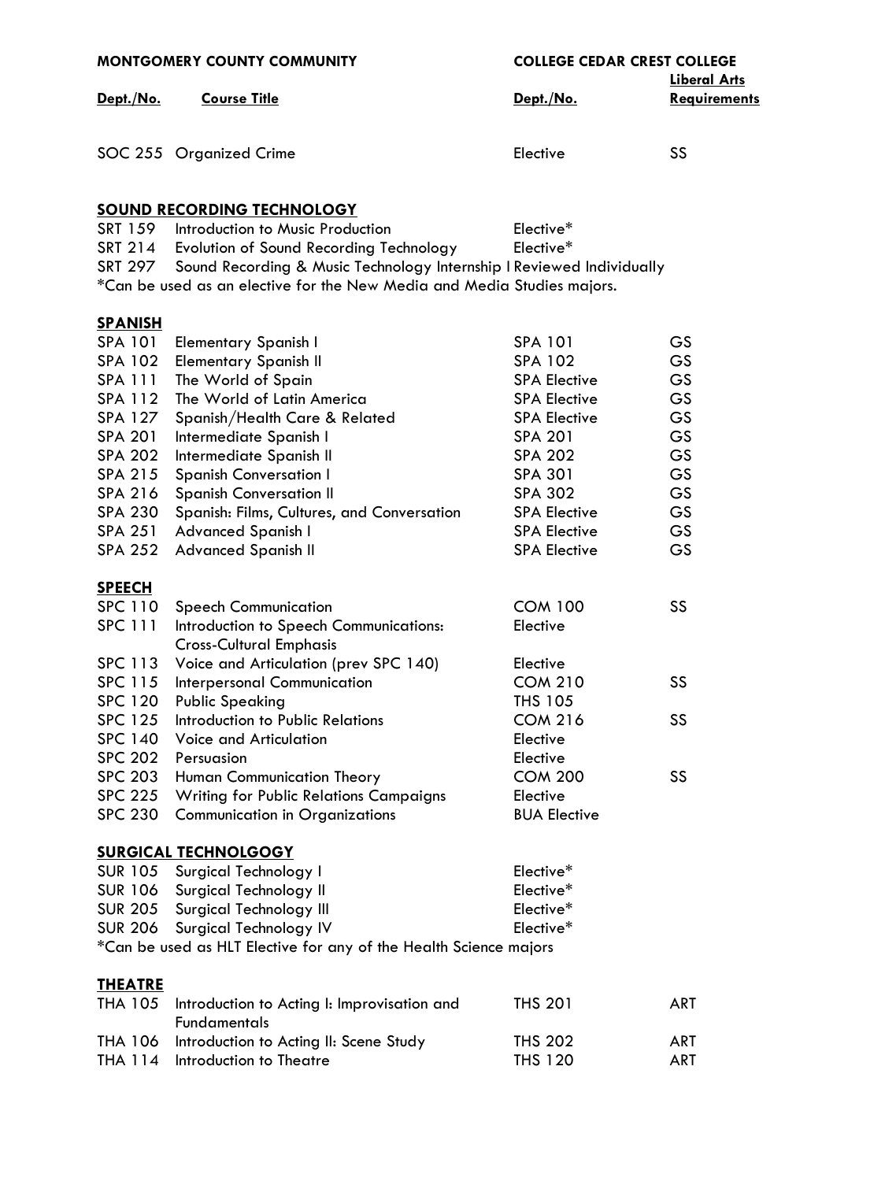| MONTGOMERY COUNTY COMMUNITY | | COLLEGE CEDAR CREST COLLEGE | |
|---|---|---|---|
| **Dept./No.** | **Course Title** | **Dept./No.** | **Liberal Arts Requirements** |
| SOC 255 | Organized Crime | Elective | SS |
| **SOUND RECORDING TECHNOLOGY** | | | |
| SRT 159 | Introduction to Music Production | Elective* | |
| SRT 214 | Evolution of Sound Recording Technology | Elective* | |
| SRT 297 | Sound Recording & Music Technology Internship I | Reviewed Individually | |
| *Can be used as an elective for the New Media and Media Studies majors. | | | |
| **SPANISH** | | | |
| SPA 101 | Elementary Spanish I | SPA 101 | GS |
| SPA 102 | Elementary Spanish II | SPA 102 | GS |
| SPA 111 | The World of Spain | SPA Elective | GS |
| SPA 112 | The World of Latin America | SPA Elective | GS |
| SPA 127 | Spanish/Health Care & Related | SPA Elective | GS |
| SPA 201 | Intermediate Spanish I | SPA 201 | GS |
| SPA 202 | Intermediate Spanish II | SPA 202 | GS |
| SPA 215 | Spanish Conversation I | SPA 301 | GS |
| SPA 216 | Spanish Conversation II | SPA 302 | GS |
| SPA 230 | Spanish: Films, Cultures, and Conversation | SPA Elective | GS |
| SPA 251 | Advanced Spanish I | SPA Elective | GS |
| SPA 252 | Advanced Spanish II | SPA Elective | GS |
| **SPEECH** | | | |
| SPC 110 | Speech Communication | COM 100 | SS |
| SPC 111 | Introduction to Speech Communications: Cross-Cultural Emphasis | Elective | |
| SPC 113 | Voice and Articulation (prev SPC 140) | Elective | |
| SPC 115 | Interpersonal Communication | COM 210 | SS |
| SPC 120 | Public Speaking | THS 105 | |
| SPC 125 | Introduction to Public Relations | COM 216 | SS |
| SPC 140 | Voice and Articulation | Elective | |
| SPC 202 | Persuasion | Elective | |
| SPC 203 | Human Communication Theory | COM 200 | SS |
| SPC 225 | Writing for Public Relations Campaigns | Elective | |
| SPC 230 | Communication in Organizations | BUA Elective | |
| **SURGICAL TECHNOLGOGY** | | | |
| SUR 105 | Surgical Technology I | Elective* | |
| SUR 106 | Surgical Technology II | Elective* | |
| SUR 205 | Surgical Technology III | Elective* | |
| SUR 206 | Surgical Technology IV | Elective* | |
| *Can be used as HLT Elective for any of the Health Science majors | | | |
| **THEATRE** | | | |
| THA 105 | Introduction to Acting I: Improvisation and Fundamentals | THS 201 | ART |
| THA 106 | Introduction to Acting II: Scene Study | THS 202 | ART |
| THA 114 | Introduction to Theatre | THS 120 | ART |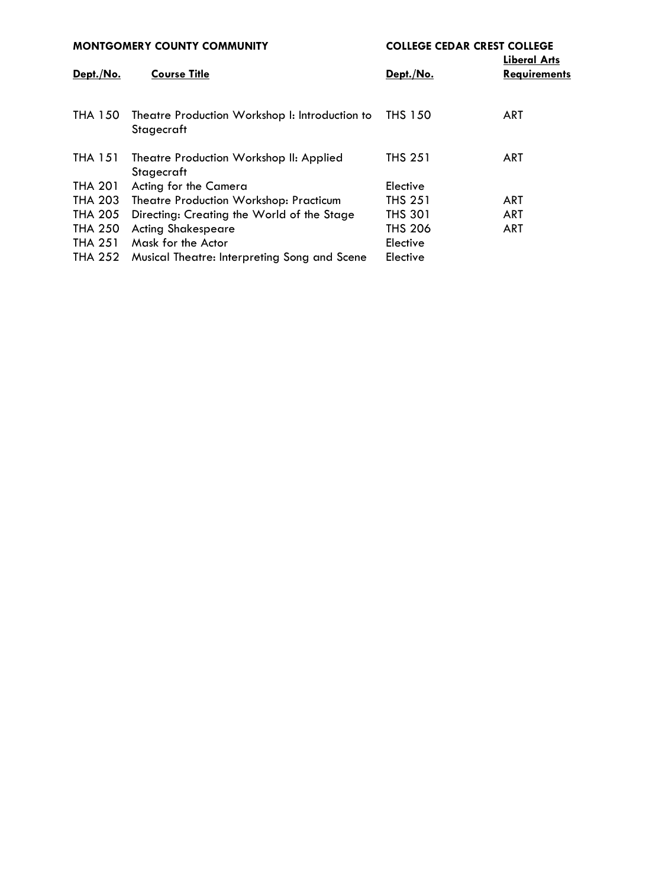| MONTGOMERY COUNTY COMMUNITY | | COLLEGE CEDAR CREST COLLEGE | |
|---|---|---|---|
| **Dept./No.** | **Course Title** | **Dept./No.** | **Liberal Arts Requirements** |
| THA 150 | Theatre Production Workshop I: Introduction to Stagecraft | THS 150 | ART |
| THA 151 | Theatre Production Workshop II: Applied Stagecraft | THS 251 | ART |
| THA 201 | Acting for the Camera | Elective | |
| THA 203 | Theatre Production Workshop: Practicum | THS 251 | ART |
| THA 205 | Directing: Creating the World of the Stage | THS 301 | ART |
| THA 250 | Acting Shakespeare | THS 206 | ART |
| THA 251 | Mask for the Actor | Elective | |
| THA 252 | Musical Theatre: Interpreting Song and Scene | Elective | |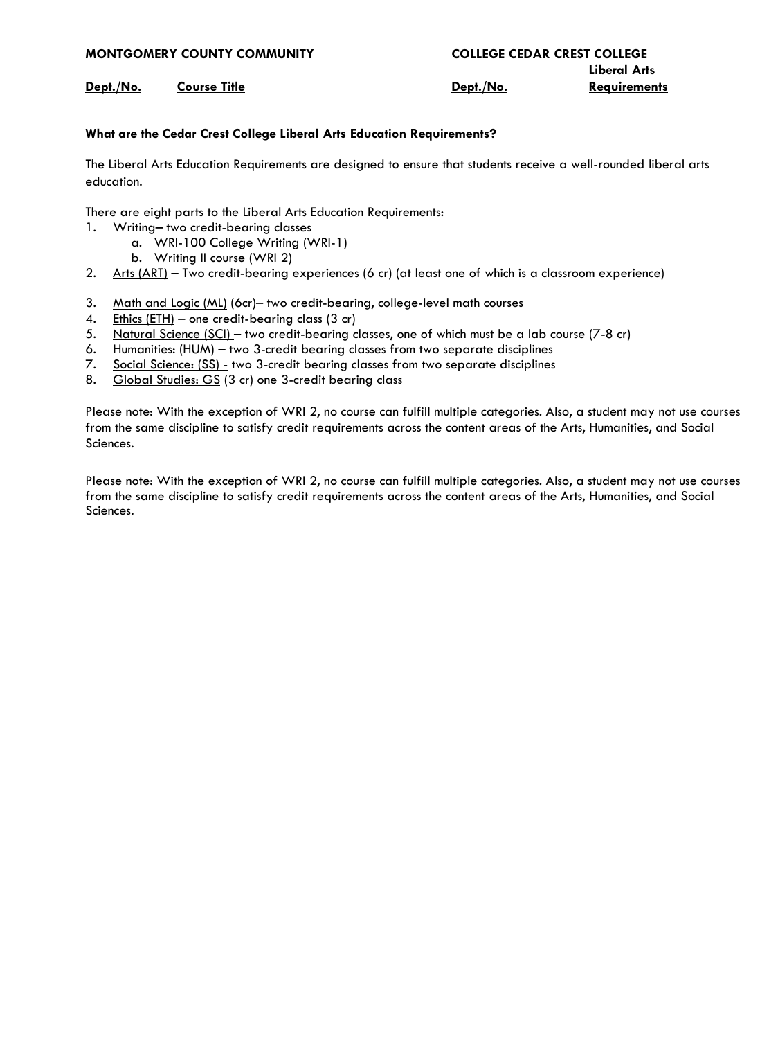What are the Cedar Crest College Liberal Arts Education Requirements?

**What are the Cedar Crest College Liberal Arts Education Requirements?**

The Liberal Arts Education Requirements are designed to ensure that students receive a well-rounded liberal arts education.

There are eight parts to the Liberal Arts Education Requirements:

1. Writing– two credit-bearing classes
   a. WRI-100 College Writing (WRI-1)
   b. Writing II course (WRI 2)
2. Arts (ART) – Two credit-bearing experiences (6 cr) (at least one of which is a classroom experience)
3. Math and Logic (ML) (6cr)– two credit-bearing, college-level math courses
4. Ethics (ETH) – one credit-bearing class (3 cr)
5. Natural Science (SCI) – two credit-bearing classes, one of which must be a lab course (7-8 cr)
6. Humanities: (HUM) – two 3-credit bearing classes from two separate disciplines
7. Social Science: (SS) - two 3-credit bearing classes from two separate disciplines
8. Global Studies: GS (3 cr) one 3-credit bearing class

Please note: With the exception of WRI 2, no course can fulfill multiple categories. Also, a student may not use courses from the same discipline to satisfy credit requirements across the content areas of the Arts, Humanities, and Social Sciences.

Please note: With the exception of WRI 2, no course can fulfill multiple categories. Also, a student may not use courses from the same discipline to satisfy credit requirements across the content areas of the Arts, Humanities, and Social Sciences.

**What are the Cedar Crest College Liberal Arts Education Requirements?**

The Liberal Arts Education Requirements are designed to ensure that students receive a well-rounded liberal arts education.

There are eight parts to the Liberal Arts Education Requirements:

1. Writing– two credit-bearing classes
   a. WRI-100 College Writing (WRI-1)
   b. Writing II course (WRI 2)
2. Arts (ART) – Two credit-bearing experiences (6 cr) (at least one of which is a classroom experience)
3. Math and Logic (ML) (6cr)– two credit-bearing, college-level math courses
4. Ethics (ETH) – one credit-bearing class (3 cr)
5. Natural Science (SCI) – two credit-bearing classes, one of which must be a lab course (7-8 cr)
6. Humanities: (HUM) – two 3-credit bearing classes from two separate disciplines
7. Social Science: (SS) - two 3-credit bearing classes from two separate disciplines
8. Global Studies: GS (3 cr) one 3-credit bearing class

Please note: With the exception of WRI 2, no course can fulfill multiple categories. Also, a student may not use courses from the same discipline to satisfy credit requirements across the content areas of the Arts, Humanities, and Social Sciences.

Please note: With the exception of WRI 2, no course can fulfill multiple categories. Also, a student may not use courses from the same discipline to satisfy credit requirements across the content areas of the Arts, Humanities, and Social Sciences.